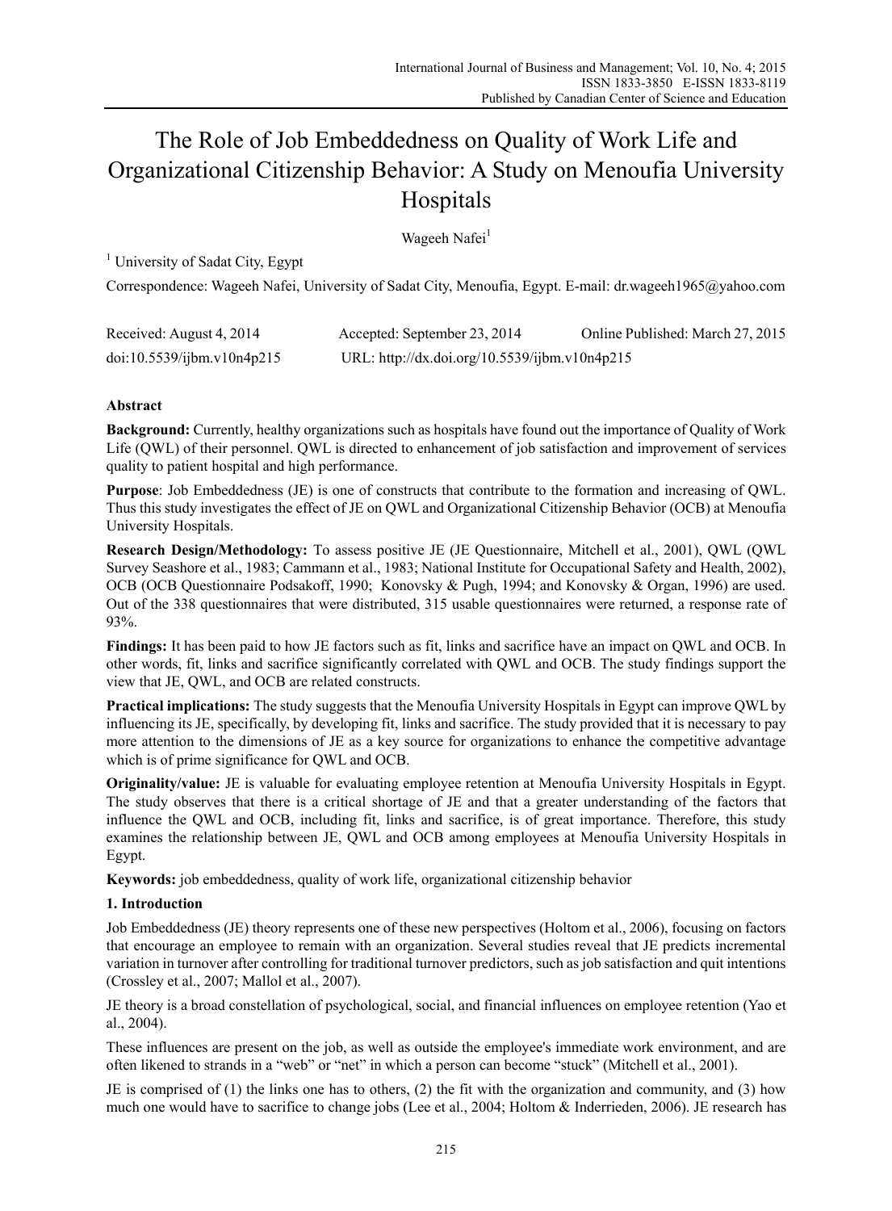# The Role of Job Embeddedness on Quality of Work Life and Organizational Citizenship Behavior: A Study on Menoufia University Hospitals

Wageeh Nafei[1]

[1] University of Sadat City, Egypt

Correspondence: Wageeh Nafei, University of Sadat City, Menoufia, Egypt. E-mail: dr.wageeh1965@yahoo.com

Received: August 4, 2014 Accepted: September 23, 2014 Online Published: March 27, 2015

doi:10.5539/ijbm.v10n4p215 URL: http://dx.doi.org/10.5539/ijbm.v10n4p215

## Abstract

**Background:** Currently, healthy organizations such as hospitals have found out the importance of Quality of Work Life (QWL) of their personnel. QWL is directed to enhancement of job satisfaction and improvement of services quality to patient hospital and high performance.

**Purpose**: Job Embeddedness (JE) is one of constructs that contribute to the formation and increasing of QWL. Thus this study investigates the effect of JE on QWL and Organizational Citizenship Behavior (OCB) at Menoufia University Hospitals.

**Research Design/Methodology:** To assess positive JE (JE Questionnaire, Mitchell et al., 2001), QWL (QWL Survey Seashore et al., 1983; Cammann et al., 1983; National Institute for Occupational Safety and Health, 2002), OCB (OCB Questionnaire Podsakoff, 1990; Konovsky & Pugh, 1994; and Konovsky & Organ, 1996) are used. Out of the 338 questionnaires that were distributed, 315 usable questionnaires were returned, a response rate of 93%.

**Findings:** It has been paid to how JE factors such as fit, links and sacrifice have an impact on QWL and OCB. In other words, fit, links and sacrifice significantly correlated with QWL and OCB. The study findings support the view that JE, QWL, and OCB are related constructs.

**Practical implications:** The study suggests that the Menoufia University Hospitals in Egypt can improve QWL by influencing its JE, specifically, by developing fit, links and sacrifice. The study provided that it is necessary to pay more attention to the dimensions of JE as a key source for organizations to enhance the competitive advantage which is of prime significance for QWL and OCB.

**Originality/value:** JE is valuable for evaluating employee retention at Menoufia University Hospitals in Egypt. The study observes that there is a critical shortage of JE and that a greater understanding of the factors that influence the QWL and OCB, including fit, links and sacrifice, is of great importance. Therefore, this study examines the relationship between JE, QWL and OCB among employees at Menoufia University Hospitals in Egypt.

**Keywords:** job embeddedness, quality of work life, organizational citizenship behavior

## 1. Introduction

Job Embeddedness (JE) theory represents one of these new perspectives (Holtom et al., 2006), focusing on factors that encourage an employee to remain with an organization. Several studies reveal that JE predicts incremental variation in turnover after controlling for traditional turnover predictors, such as job satisfaction and quit intentions (Crossley et al., 2007; Mallol et al., 2007).

JE theory is a broad constellation of psychological, social, and financial influences on employee retention (Yao et al., 2004).

These influences are present on the job, as well as outside the employee's immediate work environment, and are often likened to strands in a "web" or "net" in which a person can become "stuck" (Mitchell et al., 2001).

JE is comprised of (1) the links one has to others, (2) the fit with the organization and community, and (3) how much one would have to sacrifice to change jobs (Lee et al., 2004; Holtom & Inderrieden, 2006). JE research has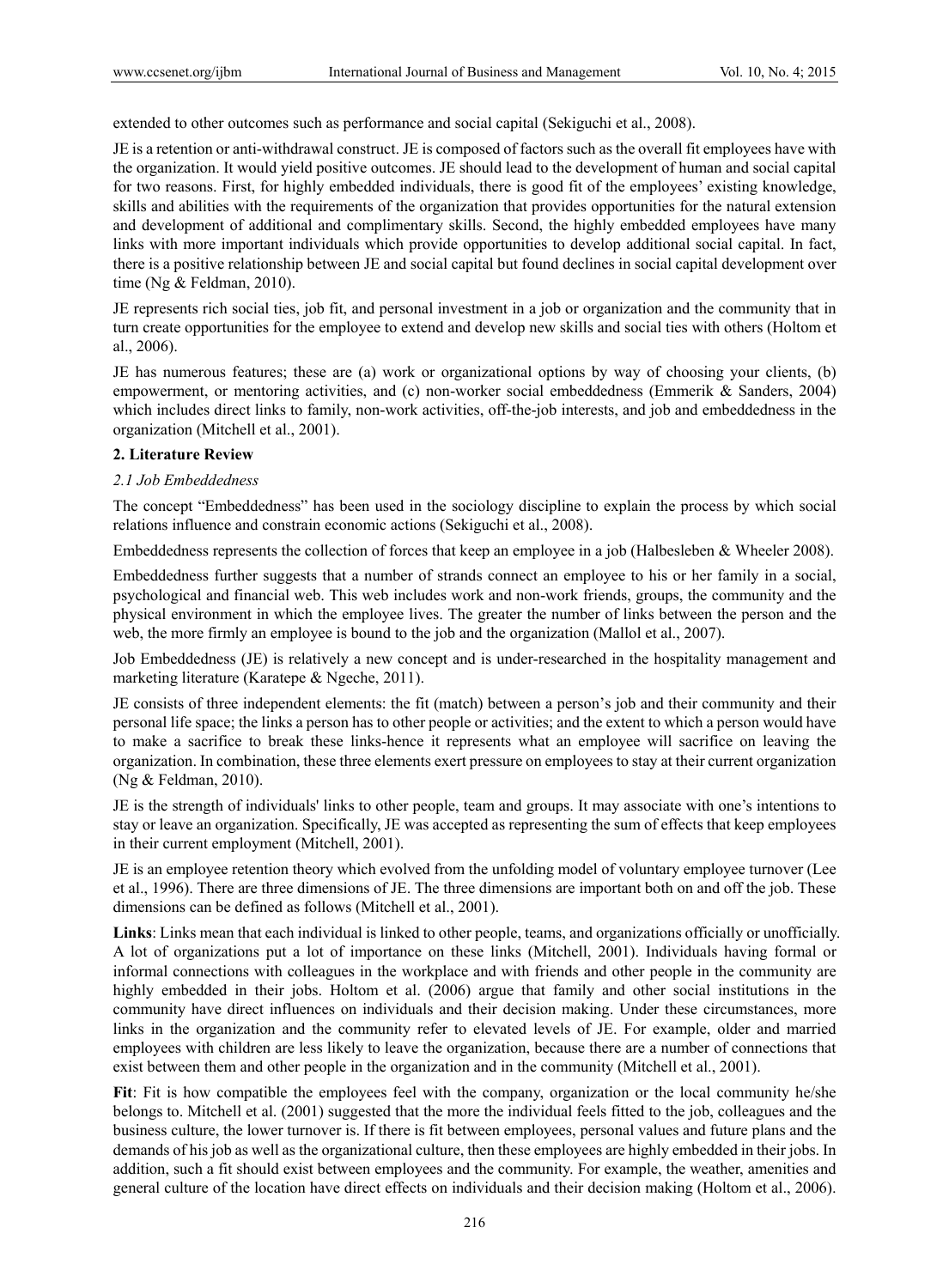extended to other outcomes such as performance and social capital (Sekiguchi et al., 2008).

JE is a retention or anti-withdrawal construct. JE is composed of factors such as the overall fit employees have with the organization. It would yield positive outcomes. JE should lead to the development of human and social capital for two reasons. First, for highly embedded individuals, there is good fit of the employees' existing knowledge, skills and abilities with the requirements of the organization that provides opportunities for the natural extension and development of additional and complimentary skills. Second, the highly embedded employees have many links with more important individuals which provide opportunities to develop additional social capital. In fact, there is a positive relationship between JE and social capital but found declines in social capital development over time (Ng & Feldman, 2010).

JE represents rich social ties, job fit, and personal investment in a job or organization and the community that in turn create opportunities for the employee to extend and develop new skills and social ties with others (Holtom et al., 2006).

JE has numerous features; these are (a) work or organizational options by way of choosing your clients, (b) empowerment, or mentoring activities, and (c) non-worker social embeddedness (Emmerik & Sanders, 2004) which includes direct links to family, non-work activities, off-the-job interests, and job and embeddedness in the organization (Mitchell et al., 2001).

## 2. Literature Review

### *2.1 Job Embeddedness*

The concept "Embeddedness" has been used in the sociology discipline to explain the process by which social relations influence and constrain economic actions (Sekiguchi et al., 2008).

Embeddedness represents the collection of forces that keep an employee in a job (Halbesleben & Wheeler 2008).

Embeddedness further suggests that a number of strands connect an employee to his or her family in a social, psychological and financial web. This web includes work and non-work friends, groups, the community and the physical environment in which the employee lives. The greater the number of links between the person and the web, the more firmly an employee is bound to the job and the organization (Mallol et al., 2007).

Job Embeddedness (JE) is relatively a new concept and is under-researched in the hospitality management and marketing literature (Karatepe & Ngeche, 2011).

JE consists of three independent elements: the fit (match) between a person's job and their community and their personal life space; the links a person has to other people or activities; and the extent to which a person would have to make a sacrifice to break these links-hence it represents what an employee will sacrifice on leaving the organization. In combination, these three elements exert pressure on employees to stay at their current organization (Ng & Feldman, 2010).

JE is the strength of individuals' links to other people, team and groups. It may associate with one's intentions to stay or leave an organization. Specifically, JE was accepted as representing the sum of effects that keep employees in their current employment (Mitchell, 2001).

JE is an employee retention theory which evolved from the unfolding model of voluntary employee turnover (Lee et al., 1996). There are three dimensions of JE. The three dimensions are important both on and off the job. These dimensions can be defined as follows (Mitchell et al., 2001).

**Links**: Links mean that each individual is linked to other people, teams, and organizations officially or unofficially. A lot of organizations put a lot of importance on these links (Mitchell, 2001). Individuals having formal or informal connections with colleagues in the workplace and with friends and other people in the community are highly embedded in their jobs. Holtom et al. (2006) argue that family and other social institutions in the community have direct influences on individuals and their decision making. Under these circumstances, more links in the organization and the community refer to elevated levels of JE. For example, older and married employees with children are less likely to leave the organization, because there are a number of connections that exist between them and other people in the organization and in the community (Mitchell et al., 2001).

**Fit**: Fit is how compatible the employees feel with the company, organization or the local community he/she belongs to. Mitchell et al. (2001) suggested that the more the individual feels fitted to the job, colleagues and the business culture, the lower turnover is. If there is fit between employees, personal values and future plans and the demands of his job as well as the organizational culture, then these employees are highly embedded in their jobs. In addition, such a fit should exist between employees and the community. For example, the weather, amenities and general culture of the location have direct effects on individuals and their decision making (Holtom et al., 2006).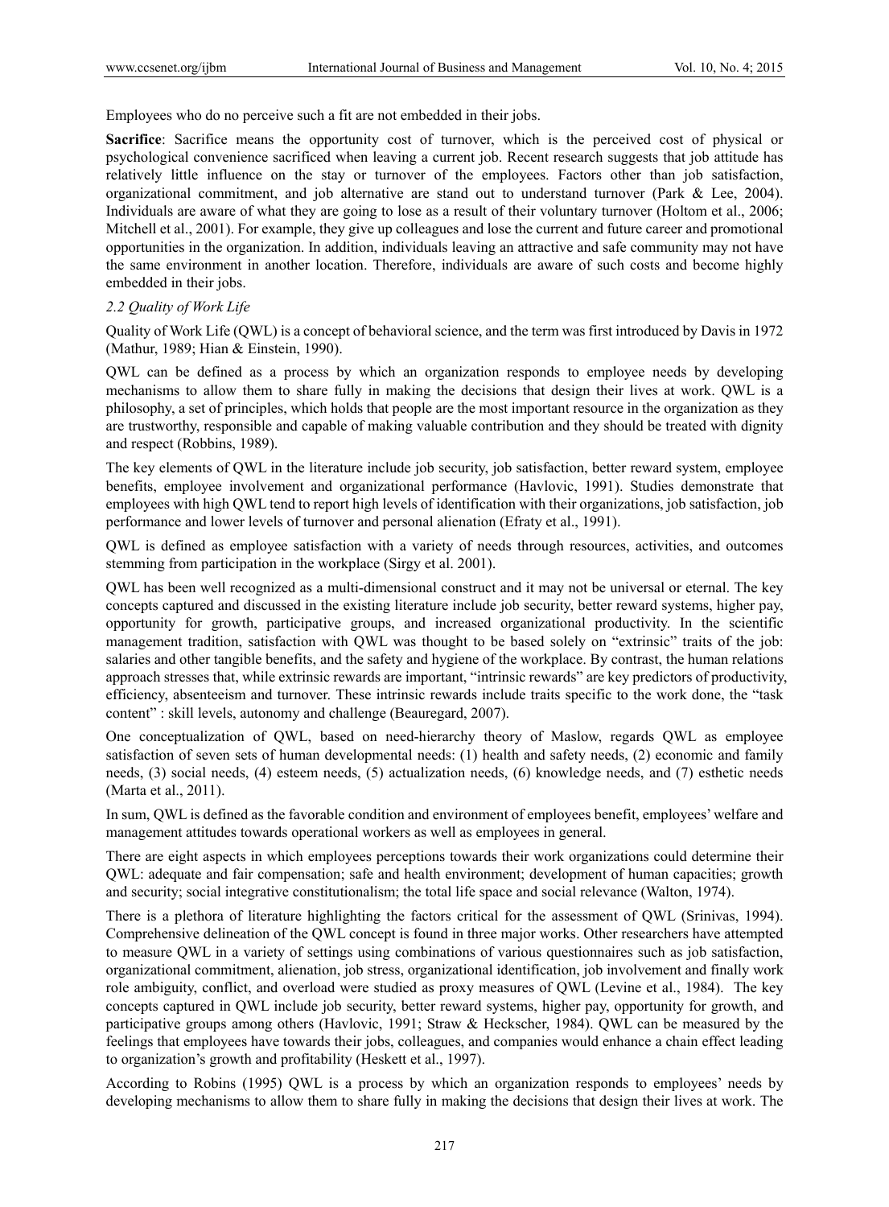Employees who do no perceive such a fit are not embedded in their jobs.

**Sacrifice**: Sacrifice means the opportunity cost of turnover, which is the perceived cost of physical or psychological convenience sacrificed when leaving a current job. Recent research suggests that job attitude has relatively little influence on the stay or turnover of the employees. Factors other than job satisfaction, organizational commitment, and job alternative are stand out to understand turnover (Park & Lee, 2004). Individuals are aware of what they are going to lose as a result of their voluntary turnover (Holtom et al., 2006; Mitchell et al., 2001). For example, they give up colleagues and lose the current and future career and promotional opportunities in the organization. In addition, individuals leaving an attractive and safe community may not have the same environment in another location. Therefore, individuals are aware of such costs and become highly embedded in their jobs.

### *2.2 Quality of Work Life*

Quality of Work Life (QWL) is a concept of behavioral science, and the term was first introduced by Davis in 1972 (Mathur, 1989; Hian & Einstein, 1990).

QWL can be defined as a process by which an organization responds to employee needs by developing mechanisms to allow them to share fully in making the decisions that design their lives at work. QWL is a philosophy, a set of principles, which holds that people are the most important resource in the organization as they are trustworthy, responsible and capable of making valuable contribution and they should be treated with dignity and respect (Robbins, 1989).

The key elements of QWL in the literature include job security, job satisfaction, better reward system, employee benefits, employee involvement and organizational performance (Havlovic, 1991). Studies demonstrate that employees with high QWL tend to report high levels of identification with their organizations, job satisfaction, job performance and lower levels of turnover and personal alienation (Efraty et al., 1991).

QWL is defined as employee satisfaction with a variety of needs through resources, activities, and outcomes stemming from participation in the workplace (Sirgy et al. 2001).

QWL has been well recognized as a multi-dimensional construct and it may not be universal or eternal. The key concepts captured and discussed in the existing literature include job security, better reward systems, higher pay, opportunity for growth, participative groups, and increased organizational productivity. In the scientific management tradition, satisfaction with QWL was thought to be based solely on "extrinsic" traits of the job: salaries and other tangible benefits, and the safety and hygiene of the workplace. By contrast, the human relations approach stresses that, while extrinsic rewards are important, "intrinsic rewards" are key predictors of productivity, efficiency, absenteeism and turnover. These intrinsic rewards include traits specific to the work done, the "task content" : skill levels, autonomy and challenge (Beauregard, 2007).

One conceptualization of QWL, based on need-hierarchy theory of Maslow, regards QWL as employee satisfaction of seven sets of human developmental needs: (1) health and safety needs, (2) economic and family needs, (3) social needs, (4) esteem needs, (5) actualization needs, (6) knowledge needs, and (7) esthetic needs (Marta et al., 2011).

In sum, QWL is defined as the favorable condition and environment of employees benefit, employees' welfare and management attitudes towards operational workers as well as employees in general.

There are eight aspects in which employees perceptions towards their work organizations could determine their QWL: adequate and fair compensation; safe and health environment; development of human capacities; growth and security; social integrative constitutionalism; the total life space and social relevance (Walton, 1974).

There is a plethora of literature highlighting the factors critical for the assessment of QWL (Srinivas, 1994). Comprehensive delineation of the QWL concept is found in three major works. Other researchers have attempted to measure QWL in a variety of settings using combinations of various questionnaires such as job satisfaction, organizational commitment, alienation, job stress, organizational identification, job involvement and finally work role ambiguity, conflict, and overload were studied as proxy measures of QWL (Levine et al., 1984). The key concepts captured in QWL include job security, better reward systems, higher pay, opportunity for growth, and participative groups among others (Havlovic, 1991; Straw & Heckscher, 1984). QWL can be measured by the feelings that employees have towards their jobs, colleagues, and companies would enhance a chain effect leading to organization's growth and profitability (Heskett et al., 1997).

According to Robins (1995) QWL is a process by which an organization responds to employees' needs by developing mechanisms to allow them to share fully in making the decisions that design their lives at work. The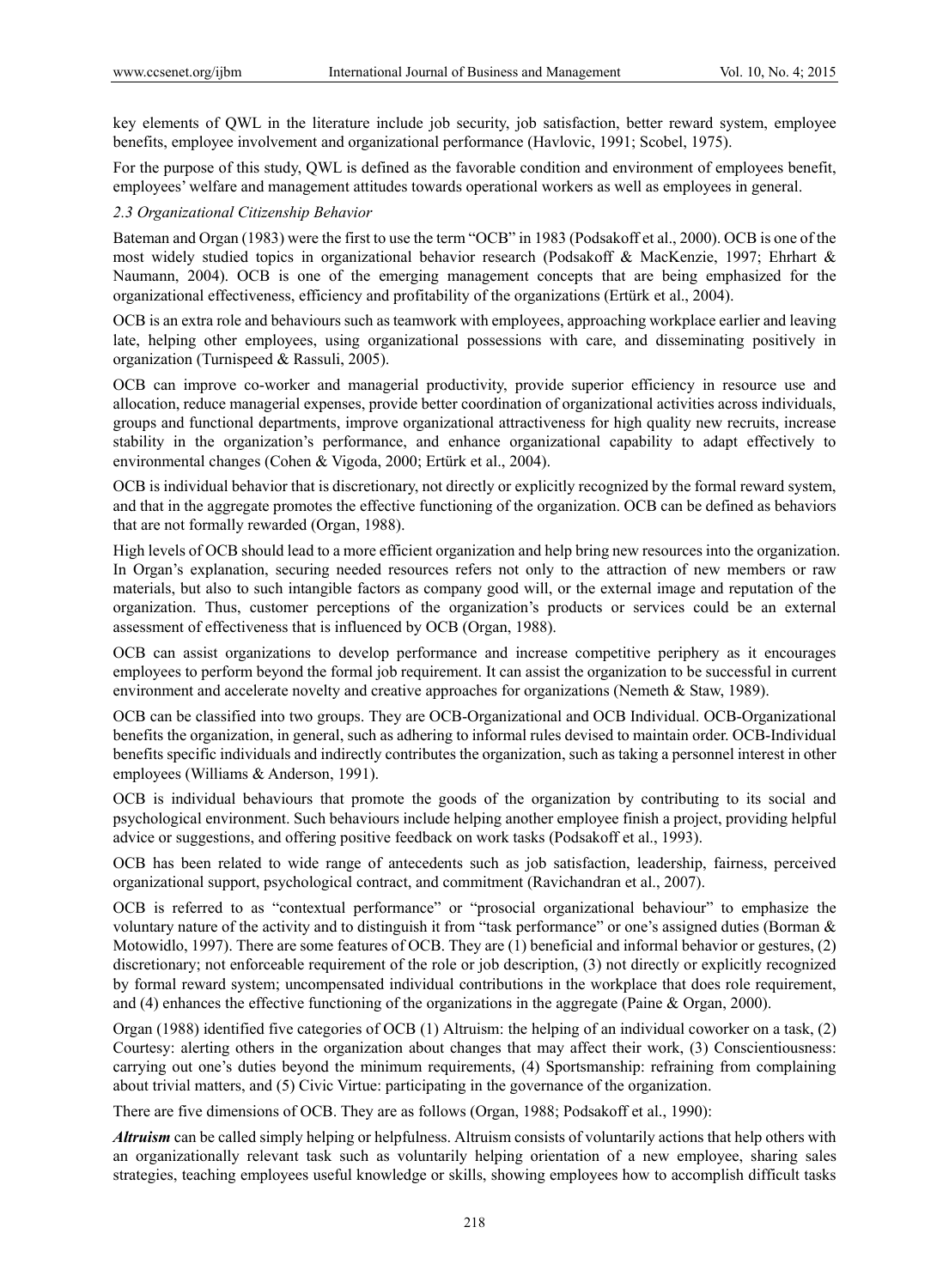key elements of QWL in the literature include job security, job satisfaction, better reward system, employee benefits, employee involvement and organizational performance (Havlovic, 1991; Scobel, 1975).

For the purpose of this study, QWL is defined as the favorable condition and environment of employees benefit, employees' welfare and management attitudes towards operational workers as well as employees in general.

### 2.3 Organizational Citizenship Behavior

Bateman and Organ (1983) were the first to use the term "OCB" in 1983 (Podsakoff et al., 2000). OCB is one of the most widely studied topics in organizational behavior research (Podsakoff & MacKenzie, 1997; Ehrhart & Naumann, 2004). OCB is one of the emerging management concepts that are being emphasized for the organizational effectiveness, efficiency and profitability of the organizations (Ertürk et al., 2004).

OCB is an extra role and behaviours such as teamwork with employees, approaching workplace earlier and leaving late, helping other employees, using organizational possessions with care, and disseminating positively in organization (Turnispeed & Rassuli, 2005).

OCB can improve co-worker and managerial productivity, provide superior efficiency in resource use and allocation, reduce managerial expenses, provide better coordination of organizational activities across individuals, groups and functional departments, improve organizational attractiveness for high quality new recruits, increase stability in the organization's performance, and enhance organizational capability to adapt effectively to environmental changes (Cohen & Vigoda, 2000; Ertürk et al., 2004).

OCB is individual behavior that is discretionary, not directly or explicitly recognized by the formal reward system, and that in the aggregate promotes the effective functioning of the organization. OCB can be defined as behaviors that are not formally rewarded (Organ, 1988).

High levels of OCB should lead to a more efficient organization and help bring new resources into the organization. In Organ's explanation, securing needed resources refers not only to the attraction of new members or raw materials, but also to such intangible factors as company good will, or the external image and reputation of the organization. Thus, customer perceptions of the organization's products or services could be an external assessment of effectiveness that is influenced by OCB (Organ, 1988).

OCB can assist organizations to develop performance and increase competitive periphery as it encourages employees to perform beyond the formal job requirement. It can assist the organization to be successful in current environment and accelerate novelty and creative approaches for organizations (Nemeth & Staw, 1989).

OCB can be classified into two groups. They are OCB-Organizational and OCB Individual. OCB-Organizational benefits the organization, in general, such as adhering to informal rules devised to maintain order. OCB-Individual benefits specific individuals and indirectly contributes the organization, such as taking a personnel interest in other employees (Williams & Anderson, 1991).

OCB is individual behaviours that promote the goods of the organization by contributing to its social and psychological environment. Such behaviours include helping another employee finish a project, providing helpful advice or suggestions, and offering positive feedback on work tasks (Podsakoff et al., 1993).

OCB has been related to wide range of antecedents such as job satisfaction, leadership, fairness, perceived organizational support, psychological contract, and commitment (Ravichandran et al., 2007).

OCB is referred to as "contextual performance" or "prosocial organizational behaviour" to emphasize the voluntary nature of the activity and to distinguish it from "task performance" or one's assigned duties (Borman & Motowidlo, 1997). There are some features of OCB. They are (1) beneficial and informal behavior or gestures, (2) discretionary; not enforceable requirement of the role or job description, (3) not directly or explicitly recognized by formal reward system; uncompensated individual contributions in the workplace that does role requirement, and (4) enhances the effective functioning of the organizations in the aggregate (Paine & Organ, 2000).

Organ (1988) identified five categories of OCB (1) Altruism: the helping of an individual coworker on a task, (2) Courtesy: alerting others in the organization about changes that may affect their work, (3) Conscientiousness: carrying out one's duties beyond the minimum requirements, (4) Sportsmanship: refraining from complaining about trivial matters, and (5) Civic Virtue: participating in the governance of the organization.

There are five dimensions of OCB. They are as follows (Organ, 1988; Podsakoff et al., 1990):

***Altruism*** can be called simply helping or helpfulness. Altruism consists of voluntarily actions that help others with an organizationally relevant task such as voluntarily helping orientation of a new employee, sharing sales strategies, teaching employees useful knowledge or skills, showing employees how to accomplish difficult tasks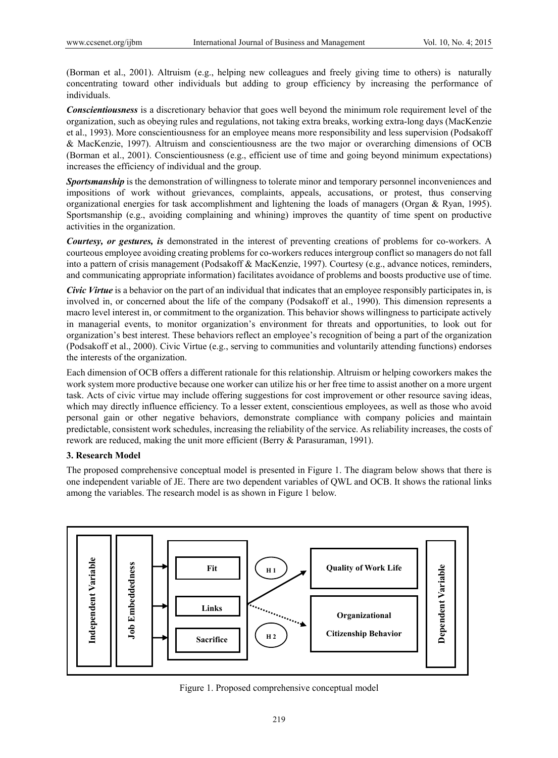(Borman et al., 2001). Altruism (e.g., helping new colleagues and freely giving time to others) is naturally concentrating toward other individuals but adding to group efficiency by increasing the performance of individuals.

***Conscientiousness*** is a discretionary behavior that goes well beyond the minimum role requirement level of the organization, such as obeying rules and regulations, not taking extra breaks, working extra-long days (MacKenzie et al., 1993). More conscientiousness for an employee means more responsibility and less supervision (Podsakoff & MacKenzie, 1997). Altruism and conscientiousness are the two major or overarching dimensions of OCB (Borman et al., 2001). Conscientiousness (e.g., efficient use of time and going beyond minimum expectations) increases the efficiency of individual and the group.

***Sportsmanship*** is the demonstration of willingness to tolerate minor and temporary personnel inconveniences and impositions of work without grievances, complaints, appeals, accusations, or protest, thus conserving organizational energies for task accomplishment and lightening the loads of managers (Organ & Ryan, 1995). Sportsmanship (e.g., avoiding complaining and whining) improves the quantity of time spent on productive activities in the organization.

***Courtesy, or gestures, is*** demonstrated in the interest of preventing creations of problems for co-workers. A courteous employee avoiding creating problems for co-workers reduces intergroup conflict so managers do not fall into a pattern of crisis management (Podsakoff & MacKenzie, 1997). Courtesy (e.g., advance notices, reminders, and communicating appropriate information) facilitates avoidance of problems and boosts productive use of time.

***Civic Virtue*** is a behavior on the part of an individual that indicates that an employee responsibly participates in, is involved in, or concerned about the life of the company (Podsakoff et al., 1990). This dimension represents a macro level interest in, or commitment to the organization. This behavior shows willingness to participate actively in managerial events, to monitor organization's environment for threats and opportunities, to look out for organization's best interest. These behaviors reflect an employee's recognition of being a part of the organization (Podsakoff et al., 2000). Civic Virtue (e.g., serving to communities and voluntarily attending functions) endorses the interests of the organization.

Each dimension of OCB offers a different rationale for this relationship. Altruism or helping coworkers makes the work system more productive because one worker can utilize his or her free time to assist another on a more urgent task. Acts of civic virtue may include offering suggestions for cost improvement or other resource saving ideas, which may directly influence efficiency. To a lesser extent, conscientious employees, as well as those who avoid personal gain or other negative behaviors, demonstrate compliance with company policies and maintain predictable, consistent work schedules, increasing the reliability of the service. As reliability increases, the costs of rework are reduced, making the unit more efficient (Berry & Parasuraman, 1991).

### 3. Research Model

The proposed comprehensive conceptual model is presented in Figure 1. The diagram below shows that there is one independent variable of JE. There are two dependent variables of QWL and OCB. It shows the rational links among the variables. The research model is as shown in Figure 1 below.

Independent Variable

Job Embeddedness

Fit

Links

Sacrifice

H 1

H 2

Quality of Work Life

Organizational Citizenship Behavior

Dependent Variable

Figure 1. Proposed comprehensive conceptual model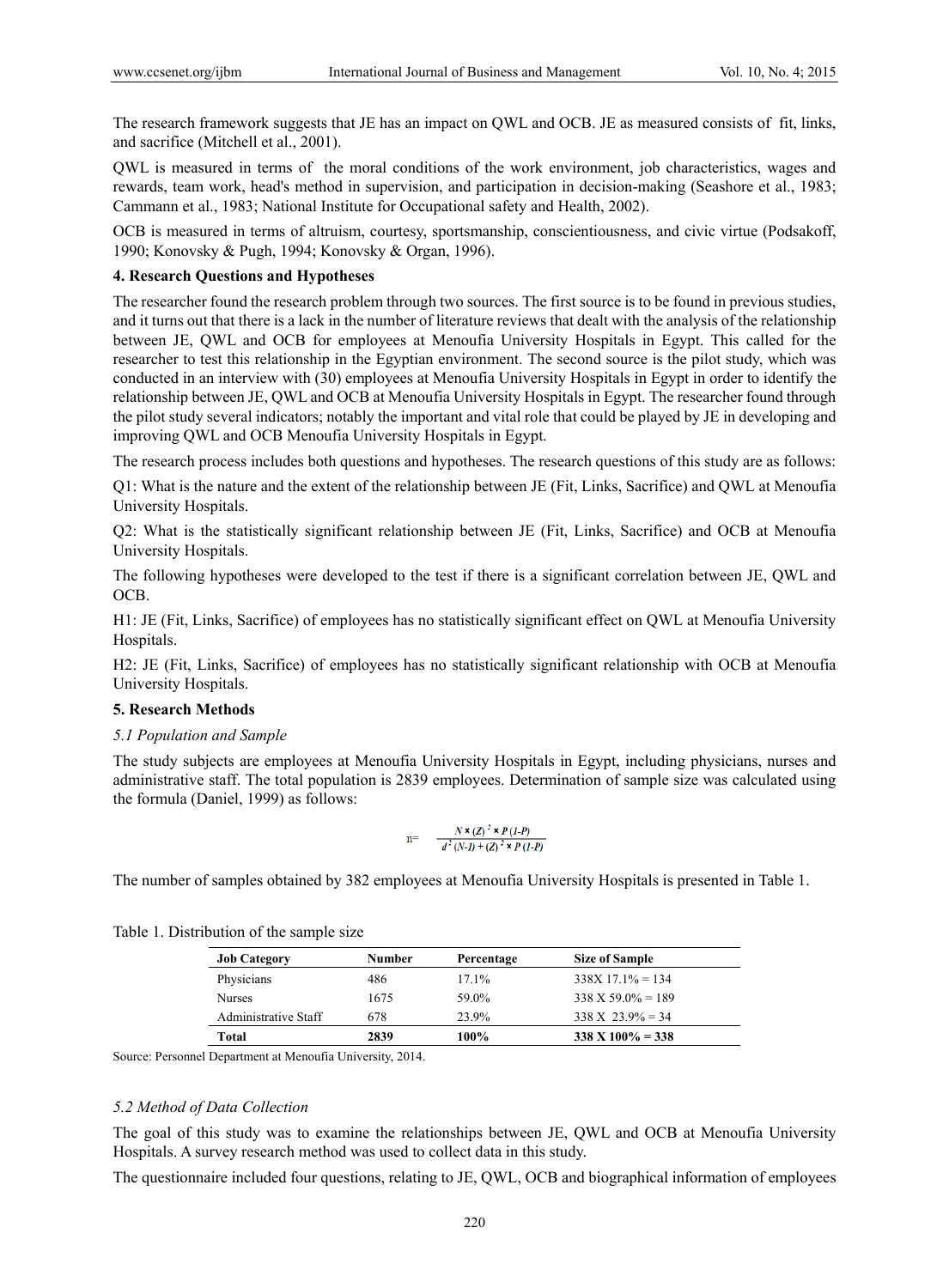The research framework suggests that JE has an impact on QWL and OCB. JE as measured consists of fit, links, and sacrifice (Mitchell et al., 2001).

QWL is measured in terms of the moral conditions of the work environment, job characteristics, wages and rewards, team work, head's method in supervision, and participation in decision-making (Seashore et al., 1983; Cammann et al., 1983; National Institute for Occupational safety and Health, 2002).

OCB is measured in terms of altruism, courtesy, sportsmanship, conscientiousness, and civic virtue (Podsakoff, 1990; Konovsky & Pugh, 1994; Konovsky & Organ, 1996).

## 4. Research Questions and Hypotheses

The researcher found the research problem through two sources. The first source is to be found in previous studies, and it turns out that there is a lack in the number of literature reviews that dealt with the analysis of the relationship between JE, QWL and OCB for employees at Menoufia University Hospitals in Egypt. This called for the researcher to test this relationship in the Egyptian environment. The second source is the pilot study, which was conducted in an interview with (30) employees at Menoufia University Hospitals in Egypt in order to identify the relationship between JE, QWL and OCB at Menoufia University Hospitals in Egypt. The researcher found through the pilot study several indicators; notably the important and vital role that could be played by JE in developing and improving QWL and OCB Menoufia University Hospitals in Egypt.

The research process includes both questions and hypotheses. The research questions of this study are as follows:

Q1: What is the nature and the extent of the relationship between JE (Fit, Links, Sacrifice) and QWL at Menoufia University Hospitals.

Q2: What is the statistically significant relationship between JE (Fit, Links, Sacrifice) and OCB at Menoufia University Hospitals.

The following hypotheses were developed to the test if there is a significant correlation between JE, QWL and OCB.

H1: JE (Fit, Links, Sacrifice) of employees has no statistically significant effect on QWL at Menoufia University Hospitals.

H2: JE (Fit, Links, Sacrifice) of employees has no statistically significant relationship with OCB at Menoufia University Hospitals.

## 5. Research Methods

### *5.1 Population and Sample*

The study subjects are employees at Menoufia University Hospitals in Egypt, including physicians, nurses and administrative staff. The total population is 2839 employees. Determination of sample size was calculated using the formula (Daniel, 1999) as follows:

$$n = \frac{N \times (Z)^2 \times P(1-P)}{d^2 (N-1) + (Z)^2 \times P(1-P)}$$

The number of samples obtained by 382 employees at Menoufia University Hospitals is presented in Table 1.

Table 1. Distribution of the sample size

| Job Category | Number | Percentage | Size of Sample |
|---|---|---|---|
| Physicians | 486 | 17.1% | 338X 17.1% = 134 |
| Nurses | 1675 | 59.0% | 338 X 59.0% = 189 |
| Administrative Staff | 678 | 23.9% | 338 X 23.9% = 34 |
| **Total** | **2839** | **100%** | **338 X 100% = 338** |

Source: Personnel Department at Menoufia University, 2014.

### *5.2 Method of Data Collection*

The goal of this study was to examine the relationships between JE, QWL and OCB at Menoufia University Hospitals. A survey research method was used to collect data in this study.

The questionnaire included four questions, relating to JE, QWL, OCB and biographical information of employees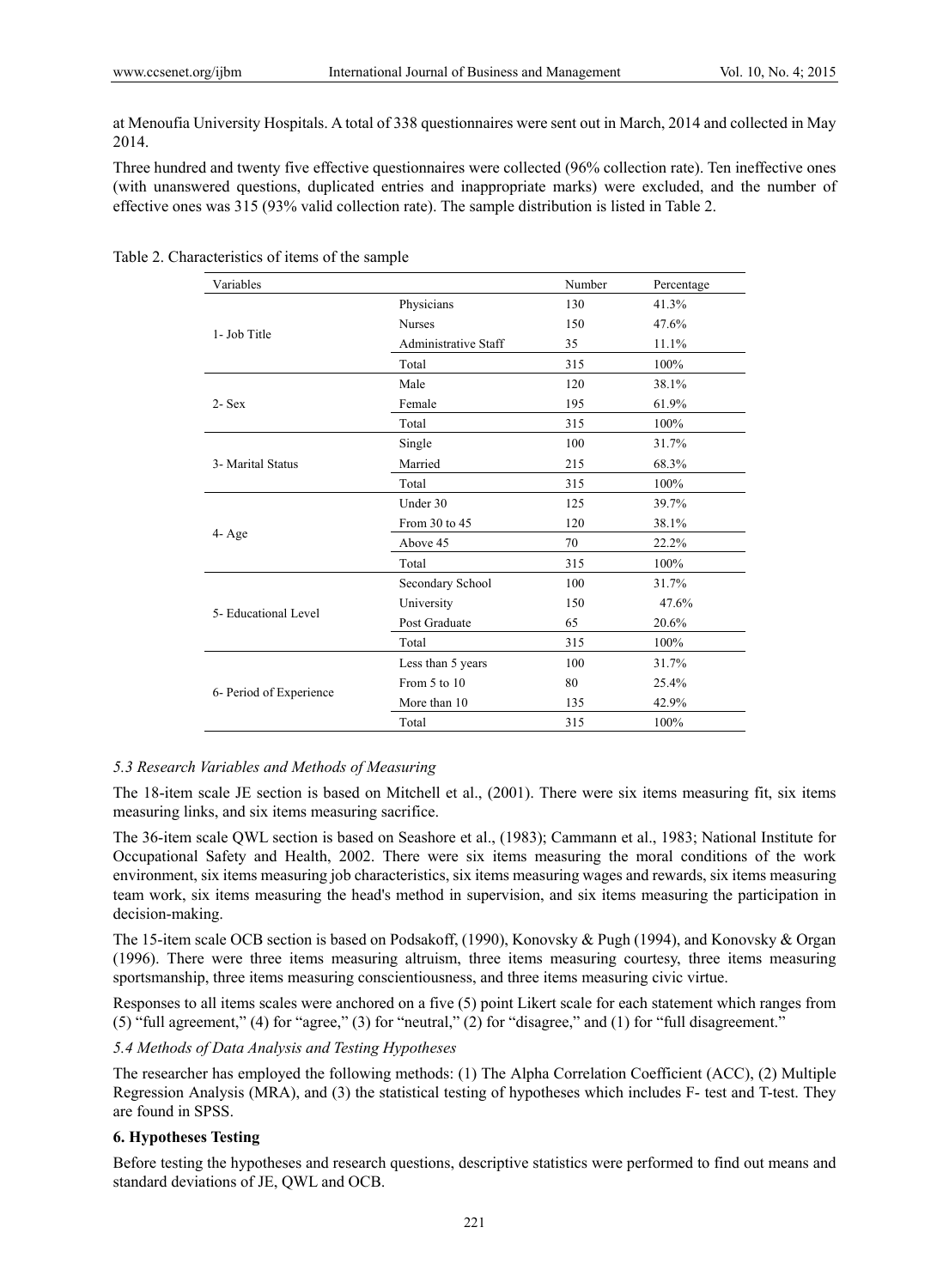at Menoufia University Hospitals. A total of 338 questionnaires were sent out in March, 2014 and collected in May 2014.

Three hundred and twenty five effective questionnaires were collected (96% collection rate). Ten ineffective ones (with unanswered questions, duplicated entries and inappropriate marks) were excluded, and the number of effective ones was 315 (93% valid collection rate). The sample distribution is listed in Table 2.

Table 2. Characteristics of items of the sample

| Variables | | Number | Percentage |
|---|---|---|---|
| 1- Job Title | Physicians | 130 | 41.3% |
| | Nurses | 150 | 47.6% |
| | Administrative Staff | 35 | 11.1% |
| | Total | 315 | 100% |
| 2- Sex | Male | 120 | 38.1% |
| | Female | 195 | 61.9% |
| | Total | 315 | 100% |
| 3- Marital Status | Single | 100 | 31.7% |
| | Married | 215 | 68.3% |
| | Total | 315 | 100% |
| 4- Age | Under 30 | 125 | 39.7% |
| | From 30 to 45 | 120 | 38.1% |
| | Above 45 | 70 | 22.2% |
| | Total | 315 | 100% |
| 5- Educational Level | Secondary School | 100 | 31.7% |
| | University | 150 | 47.6% |
| | Post Graduate | 65 | 20.6% |
| | Total | 315 | 100% |
| 6- Period of Experience | Less than 5 years | 100 | 31.7% |
| | From 5 to 10 | 80 | 25.4% |
| | More than 10 | 135 | 42.9% |
| | Total | 315 | 100% |

### *5.3 Research Variables and Methods of Measuring*

The 18-item scale JE section is based on Mitchell et al., (2001). There were six items measuring fit, six items measuring links, and six items measuring sacrifice.

The 36-item scale QWL section is based on Seashore et al., (1983); Cammann et al., 1983; National Institute for Occupational Safety and Health, 2002. There were six items measuring the moral conditions of the work environment, six items measuring job characteristics, six items measuring wages and rewards, six items measuring team work, six items measuring the head's method in supervision, and six items measuring the participation in decision-making.

The 15-item scale OCB section is based on Podsakoff, (1990), Konovsky & Pugh (1994), and Konovsky & Organ (1996). There were three items measuring altruism, three items measuring courtesy, three items measuring sportsmanship, three items measuring conscientiousness, and three items measuring civic virtue.

Responses to all items scales were anchored on a five (5) point Likert scale for each statement which ranges from (5) "full agreement," (4) for "agree," (3) for "neutral," (2) for "disagree," and (1) for "full disagreement."

### *5.4 Methods of Data Analysis and Testing Hypotheses*

The researcher has employed the following methods: (1) The Alpha Correlation Coefficient (ACC), (2) Multiple Regression Analysis (MRA), and (3) the statistical testing of hypotheses which includes F- test and T-test. They are found in SPSS.

## **6. Hypotheses Testing**

Before testing the hypotheses and research questions, descriptive statistics were performed to find out means and standard deviations of JE, QWL and OCB.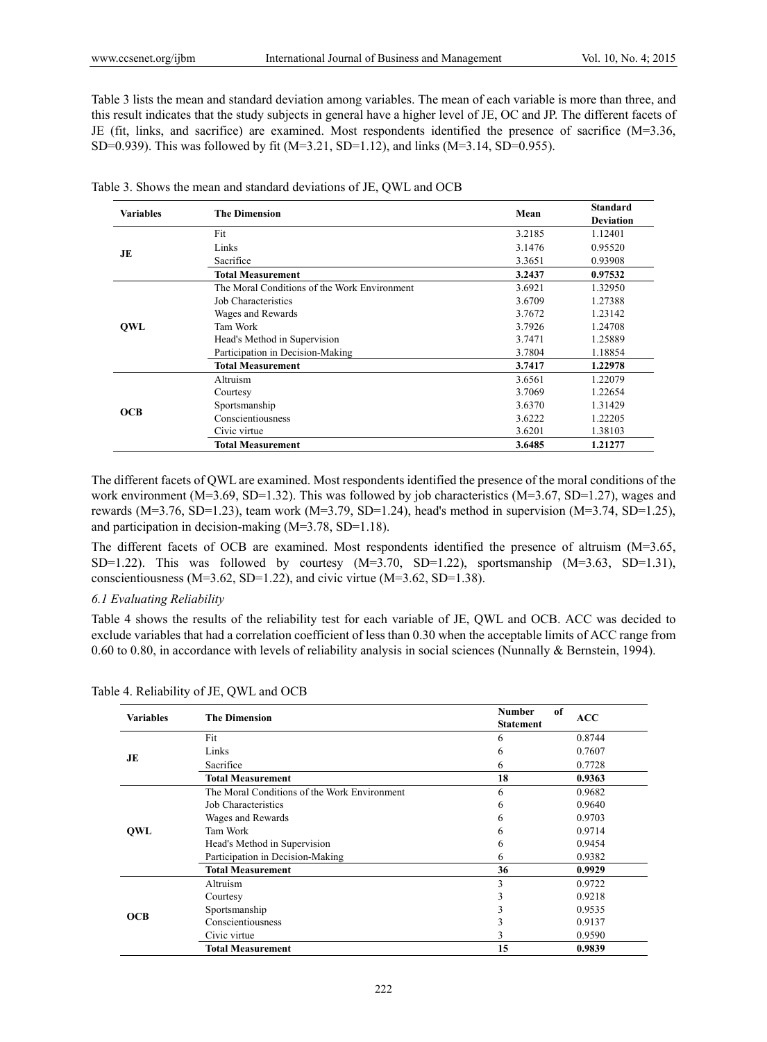Table 3 lists the mean and standard deviation among variables. The mean of each variable is more than three, and this result indicates that the study subjects in general have a higher level of JE, OC and JP. The different facets of JE (fit, links, and sacrifice) are examined. Most respondents identified the presence of sacrifice (M=3.36, SD=0.939). This was followed by fit (M=3.21, SD=1.12), and links (M=3.14, SD=0.955).

Table 3. Shows the mean and standard deviations of JE, QWL and OCB

| Variables | The Dimension | Mean | Standard Deviation |
|---|---|---|---|
| JE | Fit | 3.2185 | 1.12401 |
| | Links | 3.1476 | 0.95520 |
| | Sacrifice | 3.3651 | 0.93908 |
| | **Total Measurement** | **3.2437** | **0.97532** |
| QWL | The Moral Conditions of the Work Environment | 3.6921 | 1.32950 |
| | Job Characteristics | 3.6709 | 1.27388 |
| | Wages and Rewards | 3.7672 | 1.23142 |
| | Tam Work | 3.7926 | 1.24708 |
| | Head's Method in Supervision | 3.7471 | 1.25889 |
| | Participation in Decision-Making | 3.7804 | 1.18854 |
| | **Total Measurement** | **3.7417** | **1.22978** |
| OCB | Altruism | 3.6561 | 1.22079 |
| | Courtesy | 3.7069 | 1.22654 |
| | Sportsmanship | 3.6370 | 1.31429 |
| | Conscientiousness | 3.6222 | 1.22205 |
| | Civic virtue | 3.6201 | 1.38103 |
| | **Total Measurement** | **3.6485** | **1.21277** |

The different facets of QWL are examined. Most respondents identified the presence of the moral conditions of the work environment (M=3.69, SD=1.32). This was followed by job characteristics (M=3.67, SD=1.27), wages and rewards (M=3.76, SD=1.23), team work (M=3.79, SD=1.24), head's method in supervision (M=3.74, SD=1.25), and participation in decision-making (M=3.78, SD=1.18).

The different facets of OCB are examined. Most respondents identified the presence of altruism (M=3.65, SD=1.22). This was followed by courtesy (M=3.70, SD=1.22), sportsmanship (M=3.63, SD=1.31), conscientiousness (M=3.62, SD=1.22), and civic virtue (M=3.62, SD=1.38).

### *6.1 Evaluating Reliability*

Table 4 shows the results of the reliability test for each variable of JE, QWL and OCB. ACC was decided to exclude variables that had a correlation coefficient of less than 0.30 when the acceptable limits of ACC range from 0.60 to 0.80, in accordance with levels of reliability analysis in social sciences (Nunnally & Bernstein, 1994).

Table 4. Reliability of JE, QWL and OCB

| Variables | The Dimension | Number of Statement | ACC |
|---|---|---|---|
| JE | Fit | 6 | 0.8744 |
| | Links | 6 | 0.7607 |
| | Sacrifice | 6 | 0.7728 |
| | **Total Measurement** | **18** | **0.9363** |
| QWL | The Moral Conditions of the Work Environment | 6 | 0.9682 |
| | Job Characteristics | 6 | 0.9640 |
| | Wages and Rewards | 6 | 0.9703 |
| | Tam Work | 6 | 0.9714 |
| | Head's Method in Supervision | 6 | 0.9454 |
| | Participation in Decision-Making | 6 | 0.9382 |
| | **Total Measurement** | **36** | **0.9929** |
| OCB | Altruism | 3 | 0.9722 |
| | Courtesy | 3 | 0.9218 |
| | Sportsmanship | 3 | 0.9535 |
| | Conscientiousness | 3 | 0.9137 |
| | Civic virtue | 3 | 0.9590 |
| | **Total Measurement** | **15** | **0.9839** |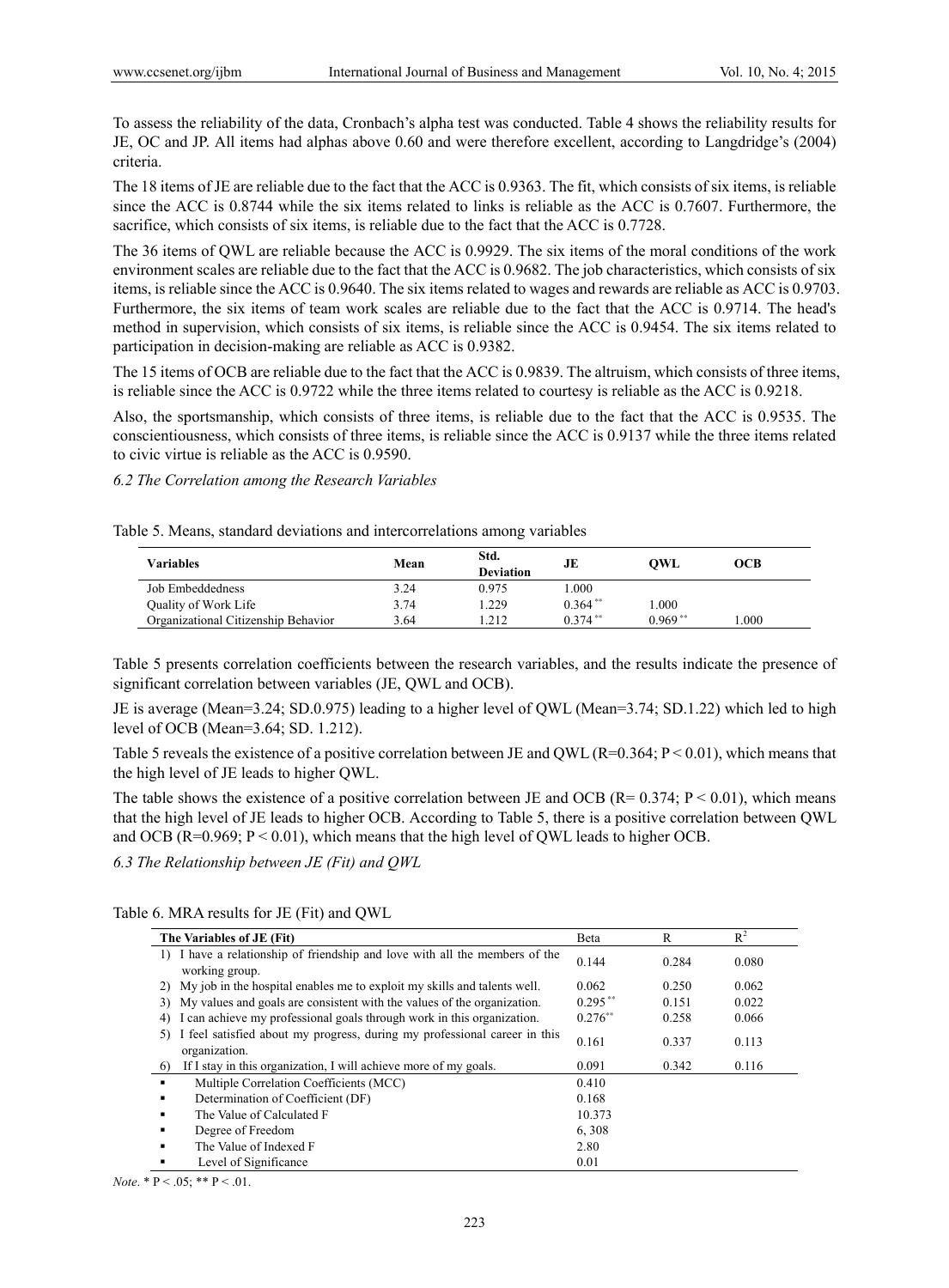To assess the reliability of the data, Cronbach's alpha test was conducted. Table 4 shows the reliability results for JE, OC and JP. All items had alphas above 0.60 and were therefore excellent, according to Langdridge's (2004) criteria.

The 18 items of JE are reliable due to the fact that the ACC is 0.9363. The fit, which consists of six items, is reliable since the ACC is 0.8744 while the six items related to links is reliable as the ACC is 0.7607. Furthermore, the sacrifice, which consists of six items, is reliable due to the fact that the ACC is 0.7728.

The 36 items of QWL are reliable because the ACC is 0.9929. The six items of the moral conditions of the work environment scales are reliable due to the fact that the ACC is 0.9682. The job characteristics, which consists of six items, is reliable since the ACC is 0.9640. The six items related to wages and rewards are reliable as ACC is 0.9703. Furthermore, the six items of team work scales are reliable due to the fact that the ACC is 0.9714. The head's method in supervision, which consists of six items, is reliable since the ACC is 0.9454. The six items related to participation in decision-making are reliable as ACC is 0.9382.

The 15 items of OCB are reliable due to the fact that the ACC is 0.9839. The altruism, which consists of three items, is reliable since the ACC is 0.9722 while the three items related to courtesy is reliable as the ACC is 0.9218.

Also, the sportsmanship, which consists of three items, is reliable due to the fact that the ACC is 0.9535. The conscientiousness, which consists of three items, is reliable since the ACC is 0.9137 while the three items related to civic virtue is reliable as the ACC is 0.9590.

### *6.2 The Correlation among the Research Variables*

Table 5. Means, standard deviations and intercorrelations among variables

| Variables | Mean | Std. Deviation | JE | QWL | OCB |
|---|---|---|---|---|---|
| Job Embeddedness | 3.24 | 0.975 | 1.000 | | |
| Quality of Work Life | 3.74 | 1.229 | 0.364 ** | 1.000 | |
| Organizational Citizenship Behavior | 3.64 | 1.212 | 0.374 ** | 0.969 ** | 1.000 |

Table 5 presents correlation coefficients between the research variables, and the results indicate the presence of significant correlation between variables (JE, QWL and OCB).

JE is average (Mean=3.24; SD.0.975) leading to a higher level of QWL (Mean=3.74; SD.1.22) which led to high level of OCB (Mean=3.64; SD. 1.212).

Table 5 reveals the existence of a positive correlation between JE and QWL (R=0.364; $P < 0.01$), which means that the high level of JE leads to higher QWL.

The table shows the existence of a positive correlation between JE and OCB (R= 0.374; $P < 0.01$), which means that the high level of JE leads to higher OCB. According to Table 5, there is a positive correlation between QWL and OCB (R=0.969; $P < 0.01$), which means that the high level of QWL leads to higher OCB.

### *6.3 The Relationship between JE (Fit) and QWL*

Table 6. MRA results for JE (Fit) and QWL

| The Variables of JE (Fit) | Beta | R | $R^2$ |
|---|---|---|---|
| 1) I have a relationship of friendship and love with all the members of the working group. | 0.144 | 0.284 | 0.080 |
| 2) My job in the hospital enables me to exploit my skills and talents well. | 0.062 | 0.250 | 0.062 |
| 3) My values and goals are consistent with the values of the organization. | 0.295 ** | 0.151 | 0.022 |
| 4) I can achieve my professional goals through work in this organization. | 0.276** | 0.258 | 0.066 |
| 5) I feel satisfied about my progress, during my professional career in this organization. | 0.161 | 0.337 | 0.113 |
| 6) If I stay in this organization, I will achieve more of my goals. | 0.091 | 0.342 | 0.116 |
| ▪ Multiple Correlation Coefficients (MCC) | 0.410 | | |
| ▪ Determination of Coefficient (DF) | 0.168 | | |
| ▪ The Value of Calculated F | 10.373 | | |
| ▪ Degree of Freedom | 6, 308 | | |
| ▪ The Value of Indexed F | 2.80 | | |
| ▪ Level of Significance | 0.01 | | |

*Note*. * $P < .05$; ** $P < .01$.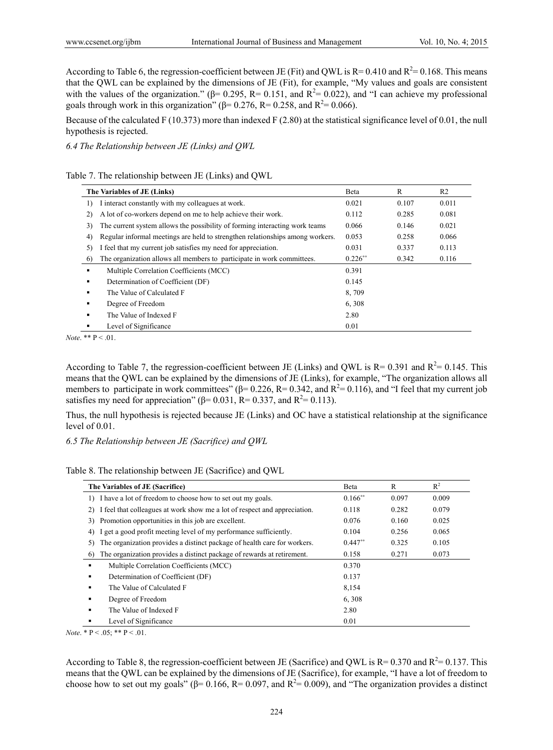According to Table 6, the regression-coefficient between JE (Fit) and QWL is R= 0.410 and $R^2$= 0.168. This means that the QWL can be explained by the dimensions of JE (Fit), for example, "My values and goals are consistent with the values of the organization." (β= 0.295, R= 0.151, and $R^2$= 0.022), and "I can achieve my professional goals through work in this organization" (β= 0.276, R= 0.258, and $R^2$= 0.066).

Because of the calculated F (10.373) more than indexed F (2.80) at the statistical significance level of 0.01, the null hypothesis is rejected.

*6.4 The Relationship between JE (Links) and QWL*

Table 7. The relationship between JE (Links) and QWL

| The Variables of JE (Links) | Beta | R | R2 |
|---|---|---|---|
| 1) I interact constantly with my colleagues at work. | 0.021 | 0.107 | 0.011 |
| 2) A lot of co-workers depend on me to help achieve their work. | 0.112 | 0.285 | 0.081 |
| 3) The current system allows the possibility of forming interacting work teams | 0.066 | 0.146 | 0.021 |
| 4) Regular informal meetings are held to strengthen relationships among workers. | 0.053 | 0.258 | 0.066 |
| 5) I feel that my current job satisfies my need for appreciation. | 0.031 | 0.337 | 0.113 |
| 6) The organization allows all members to participate in work committees. | 0.226** | 0.342 | 0.116 |
| ▪ Multiple Correlation Coefficients (MCC) | 0.391 | | |
| ▪ Determination of Coefficient (DF) | 0.145 | | |
| ▪ The Value of Calculated F | 8, 709 | | |
| ▪ Degree of Freedom | 6, 308 | | |
| ▪ The Value of Indexed F | 2.80 | | |
| ▪ Level of Significance | 0.01 | | |

*Note*. ** P < .01.

According to Table 7, the regression-coefficient between JE (Links) and QWL is R= 0.391 and $R^2$= 0.145. This means that the QWL can be explained by the dimensions of JE (Links), for example, "The organization allows all members to participate in work committees" (β= 0.226, R= 0.342, and $R^2$= 0.116), and "I feel that my current job satisfies my need for appreciation" (β= 0.031, R= 0.337, and $R^2$= 0.113).

Thus, the null hypothesis is rejected because JE (Links) and OC have a statistical relationship at the significance level of 0.01.

*6.5 The Relationship between JE (Sacrifice) and QWL*

Table 8. The relationship between JE (Sacrifice) and QWL

| The Variables of JE (Sacrifice) | Beta | R | $R^2$ |
|---|---|---|---|
| 1) I have a lot of freedom to choose how to set out my goals. | 0.166** | 0.097 | 0.009 |
| 2) I feel that colleagues at work show me a lot of respect and appreciation. | 0.118 | 0.282 | 0.079 |
| 3) Promotion opportunities in this job are excellent. | 0.076 | 0.160 | 0.025 |
| 4) I get a good profit meeting level of my performance sufficiently. | 0.104 | 0.256 | 0.065 |
| 5) The organization provides a distinct package of health care for workers. | 0.447** | 0.325 | 0.105 |
| 6) The organization provides a distinct package of rewards at retirement. | 0.158 | 0.271 | 0.073 |
| ▪ Multiple Correlation Coefficients (MCC) | 0.370 | | |
| ▪ Determination of Coefficient (DF) | 0.137 | | |
| ▪ The Value of Calculated F | 8,154 | | |
| ▪ Degree of Freedom | 6, 308 | | |
| ▪ The Value of Indexed F | 2.80 | | |
| ▪ Level of Significance | 0.01 | | |

*Note*. * P < .05; ** P < .01.

According to Table 8, the regression-coefficient between JE (Sacrifice) and QWL is R= 0.370 and $R^2$= 0.137. This means that the QWL can be explained by the dimensions of JE (Sacrifice), for example, "I have a lot of freedom to choose how to set out my goals" (β= 0.166, R= 0.097, and $R^2$= 0.009), and "The organization provides a distinct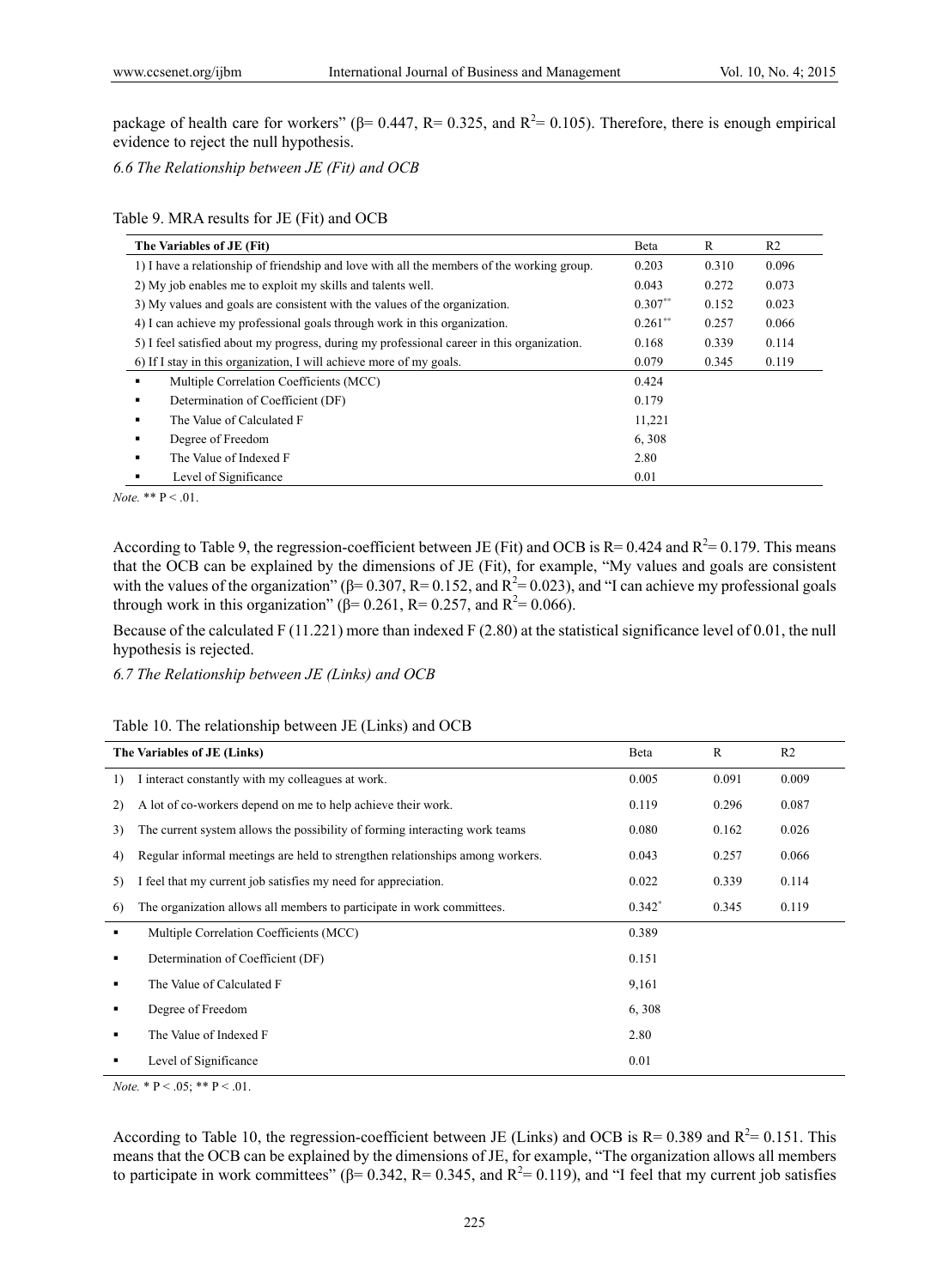package of health care for workers" (β= 0.447, R= 0.325, and $R^2$= 0.105). Therefore, there is enough empirical evidence to reject the null hypothesis.

### *6.6 The Relationship between JE (Fit) and OCB*

Table 9. MRA results for JE (Fit) and OCB

| The Variables of JE (Fit) | Beta | R | R2 |
|---|---|---|---|
| 1) I have a relationship of friendship and love with all the members of the working group. | 0.203 | 0.310 | 0.096 |
| 2) My job enables me to exploit my skills and talents well. | 0.043 | 0.272 | 0.073 |
| 3) My values and goals are consistent with the values of the organization. | 0.307** | 0.152 | 0.023 |
| 4) I can achieve my professional goals through work in this organization. | 0.261** | 0.257 | 0.066 |
| 5) I feel satisfied about my progress, during my professional career in this organization. | 0.168 | 0.339 | 0.114 |
| 6) If I stay in this organization, I will achieve more of my goals. | 0.079 | 0.345 | 0.119 |
| ▪ Multiple Correlation Coefficients (MCC) | 0.424 | | |
| ▪ Determination of Coefficient (DF) | 0.179 | | |
| ▪ The Value of Calculated F | 11,221 | | |
| ▪ Degree of Freedom | 6, 308 | | |
| ▪ The Value of Indexed F | 2.80 | | |
| ▪ Level of Significance | 0.01 | | |

*Note.* ** P < .01.

According to Table 9, the regression-coefficient between JE (Fit) and OCB is R= 0.424 and $R^2$= 0.179. This means that the OCB can be explained by the dimensions of JE (Fit), for example, "My values and goals are consistent with the values of the organization" (β= 0.307, R= 0.152, and $R^2$= 0.023), and "I can achieve my professional goals through work in this organization" (β= 0.261, R= 0.257, and $R^2$= 0.066).

Because of the calculated F (11.221) more than indexed F (2.80) at the statistical significance level of 0.01, the null hypothesis is rejected.

### *6.7 The Relationship between JE (Links) and OCB*

Table 10. The relationship between JE (Links) and OCB

| The Variables of JE (Links) | Beta | R | R2 |
|---|---|---|---|
| 1) I interact constantly with my colleagues at work. | 0.005 | 0.091 | 0.009 |
| 2) A lot of co-workers depend on me to help achieve their work. | 0.119 | 0.296 | 0.087 |
| 3) The current system allows the possibility of forming interacting work teams | 0.080 | 0.162 | 0.026 |
| 4) Regular informal meetings are held to strengthen relationships among workers. | 0.043 | 0.257 | 0.066 |
| 5) I feel that my current job satisfies my need for appreciation. | 0.022 | 0.339 | 0.114 |
| 6) The organization allows all members to participate in work committees. | 0.342* | 0.345 | 0.119 |
| ▪ Multiple Correlation Coefficients (MCC) | 0.389 | | |
| ▪ Determination of Coefficient (DF) | 0.151 | | |
| ▪ The Value of Calculated F | 9,161 | | |
| ▪ Degree of Freedom | 6, 308 | | |
| ▪ The Value of Indexed F | 2.80 | | |
| ▪ Level of Significance | 0.01 | | |

*Note.* * P < .05; ** P < .01.

According to Table 10, the regression-coefficient between JE (Links) and OCB is R= 0.389 and $R^2$= 0.151. This means that the OCB can be explained by the dimensions of JE, for example, "The organization allows all members to participate in work committees" (β= 0.342, R= 0.345, and $R^2$= 0.119), and "I feel that my current job satisfies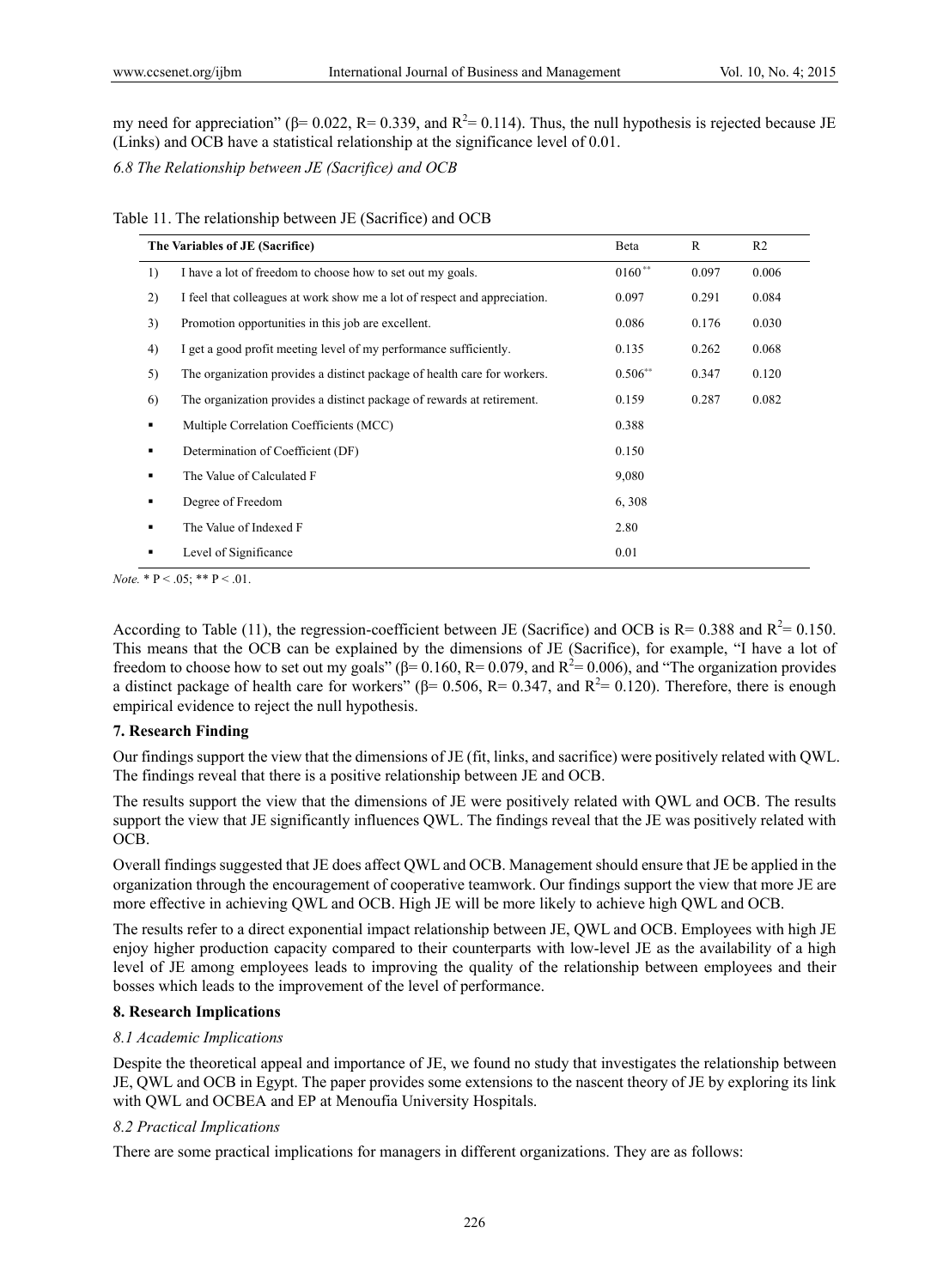my need for appreciation" (β= 0.022, R= 0.339, and $R^2$= 0.114). Thus, the null hypothesis is rejected because JE (Links) and OCB have a statistical relationship at the significance level of 0.01.

*6.8 The Relationship between JE (Sacrifice) and OCB*

Table 11. The relationship between JE (Sacrifice) and OCB

| The Variables of JE (Sacrifice) | | Beta | R | R2 |
|---|---|---|---|---|
| 1) | I have a lot of freedom to choose how to set out my goals. | 0160** | 0.097 | 0.006 |
| 2) | I feel that colleagues at work show me a lot of respect and appreciation. | 0.097 | 0.291 | 0.084 |
| 3) | Promotion opportunities in this job are excellent. | 0.086 | 0.176 | 0.030 |
| 4) | I get a good profit meeting level of my performance sufficiently. | 0.135 | 0.262 | 0.068 |
| 5) | The organization provides a distinct package of health care for workers. | 0.506** | 0.347 | 0.120 |
| 6) | The organization provides a distinct package of rewards at retirement. | 0.159 | 0.287 | 0.082 |
| ▪ | Multiple Correlation Coefficients (MCC) | 0.388 | | |
| ▪ | Determination of Coefficient (DF) | 0.150 | | |
| ▪ | The Value of Calculated F | 9,080 | | |
| ▪ | Degree of Freedom | 6, 308 | | |
| ▪ | The Value of Indexed F | 2.80 | | |
| ▪ | Level of Significance | 0.01 | | |

*Note.* * P < .05; ** P < .01.

According to Table (11), the regression-coefficient between JE (Sacrifice) and OCB is R= 0.388 and $R^2$= 0.150. This means that the OCB can be explained by the dimensions of JE (Sacrifice), for example, "I have a lot of freedom to choose how to set out my goals" (β= 0.160, R= 0.079, and $R^2$= 0.006), and "The organization provides a distinct package of health care for workers" (β= 0.506, R= 0.347, and $R^2$= 0.120). Therefore, there is enough empirical evidence to reject the null hypothesis.

## 7. Research Finding

Our findings support the view that the dimensions of JE (fit, links, and sacrifice) were positively related with QWL. The findings reveal that there is a positive relationship between JE and OCB.

The results support the view that the dimensions of JE were positively related with QWL and OCB. The results support the view that JE significantly influences QWL. The findings reveal that the JE was positively related with OCB.

Overall findings suggested that JE does affect QWL and OCB. Management should ensure that JE be applied in the organization through the encouragement of cooperative teamwork. Our findings support the view that more JE are more effective in achieving QWL and OCB. High JE will be more likely to achieve high QWL and OCB.

The results refer to a direct exponential impact relationship between JE, QWL and OCB. Employees with high JE enjoy higher production capacity compared to their counterparts with low-level JE as the availability of a high level of JE among employees leads to improving the quality of the relationship between employees and their bosses which leads to the improvement of the level of performance.

## 8. Research Implications

### *8.1 Academic Implications*

Despite the theoretical appeal and importance of JE, we found no study that investigates the relationship between JE, QWL and OCB in Egypt. The paper provides some extensions to the nascent theory of JE by exploring its link with QWL and OCBEA and EP at Menoufia University Hospitals.

### *8.2 Practical Implications*

There are some practical implications for managers in different organizations. They are as follows: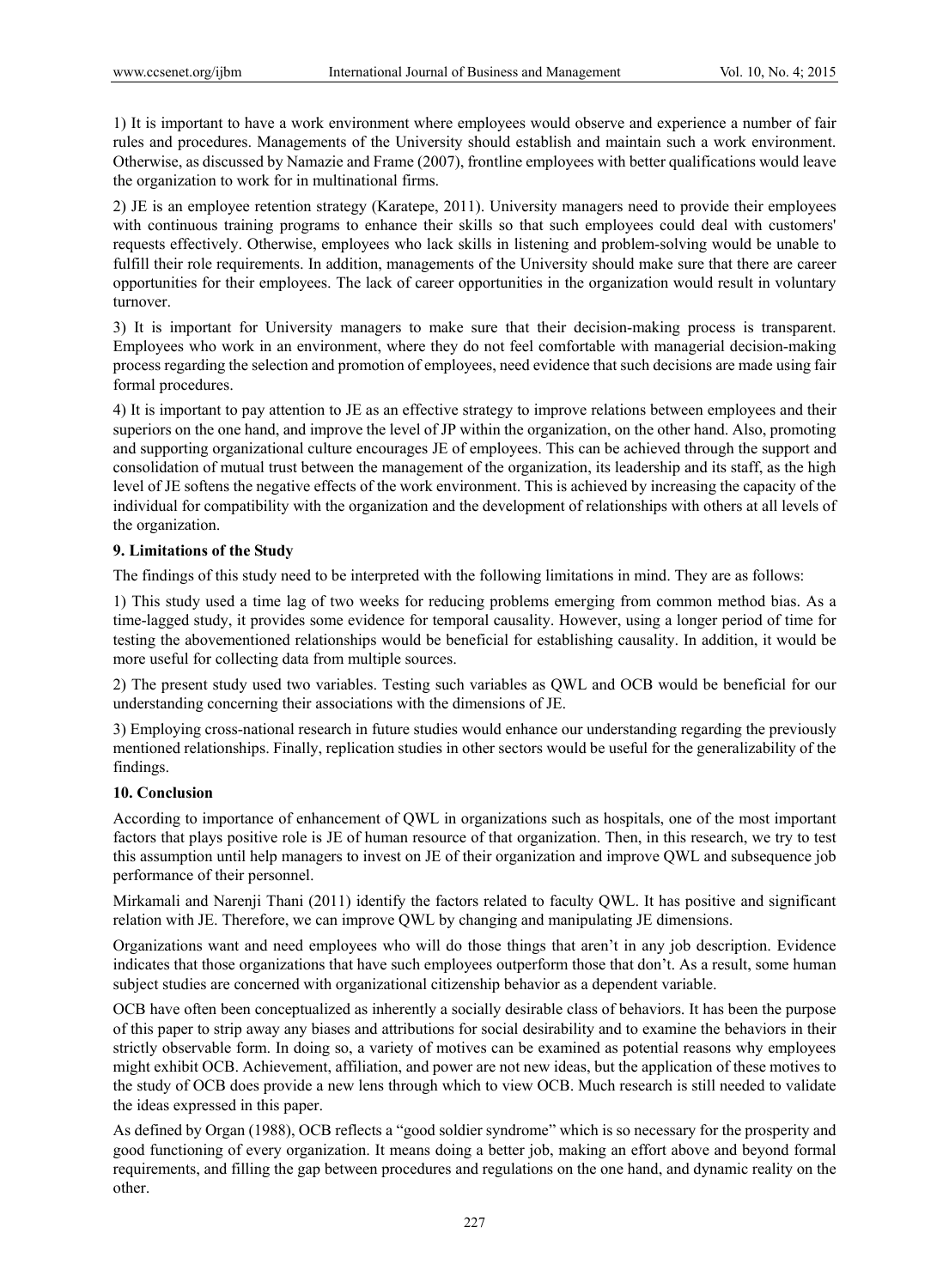1) It is important to have a work environment where employees would observe and experience a number of fair rules and procedures. Managements of the University should establish and maintain such a work environment. Otherwise, as discussed by Namazie and Frame (2007), frontline employees with better qualifications would leave the organization to work for in multinational firms.

2) JE is an employee retention strategy (Karatepe, 2011). University managers need to provide their employees with continuous training programs to enhance their skills so that such employees could deal with customers' requests effectively. Otherwise, employees who lack skills in listening and problem-solving would be unable to fulfill their role requirements. In addition, managements of the University should make sure that there are career opportunities for their employees. The lack of career opportunities in the organization would result in voluntary turnover.

3) It is important for University managers to make sure that their decision-making process is transparent. Employees who work in an environment, where they do not feel comfortable with managerial decision-making process regarding the selection and promotion of employees, need evidence that such decisions are made using fair formal procedures.

4) It is important to pay attention to JE as an effective strategy to improve relations between employees and their superiors on the one hand, and improve the level of JP within the organization, on the other hand. Also, promoting and supporting organizational culture encourages JE of employees. This can be achieved through the support and consolidation of mutual trust between the management of the organization, its leadership and its staff, as the high level of JE softens the negative effects of the work environment. This is achieved by increasing the capacity of the individual for compatibility with the organization and the development of relationships with others at all levels of the organization.

## 9. Limitations of the Study

The findings of this study need to be interpreted with the following limitations in mind. They are as follows:

1) This study used a time lag of two weeks for reducing problems emerging from common method bias. As a time-lagged study, it provides some evidence for temporal causality. However, using a longer period of time for testing the abovementioned relationships would be beneficial for establishing causality. In addition, it would be more useful for collecting data from multiple sources.

2) The present study used two variables. Testing such variables as QWL and OCB would be beneficial for our understanding concerning their associations with the dimensions of JE.

3) Employing cross-national research in future studies would enhance our understanding regarding the previously mentioned relationships. Finally, replication studies in other sectors would be useful for the generalizability of the findings.

## 10. Conclusion

According to importance of enhancement of QWL in organizations such as hospitals, one of the most important factors that plays positive role is JE of human resource of that organization. Then, in this research, we try to test this assumption until help managers to invest on JE of their organization and improve QWL and subsequence job performance of their personnel.

Mirkamali and Narenji Thani (2011) identify the factors related to faculty QWL. It has positive and significant relation with JE. Therefore, we can improve QWL by changing and manipulating JE dimensions.

Organizations want and need employees who will do those things that aren't in any job description. Evidence indicates that those organizations that have such employees outperform those that don't. As a result, some human subject studies are concerned with organizational citizenship behavior as a dependent variable.

OCB have often been conceptualized as inherently a socially desirable class of behaviors. It has been the purpose of this paper to strip away any biases and attributions for social desirability and to examine the behaviors in their strictly observable form. In doing so, a variety of motives can be examined as potential reasons why employees might exhibit OCB. Achievement, affiliation, and power are not new ideas, but the application of these motives to the study of OCB does provide a new lens through which to view OCB. Much research is still needed to validate the ideas expressed in this paper.

As defined by Organ (1988), OCB reflects a "good soldier syndrome" which is so necessary for the prosperity and good functioning of every organization. It means doing a better job, making an effort above and beyond formal requirements, and filling the gap between procedures and regulations on the one hand, and dynamic reality on the other.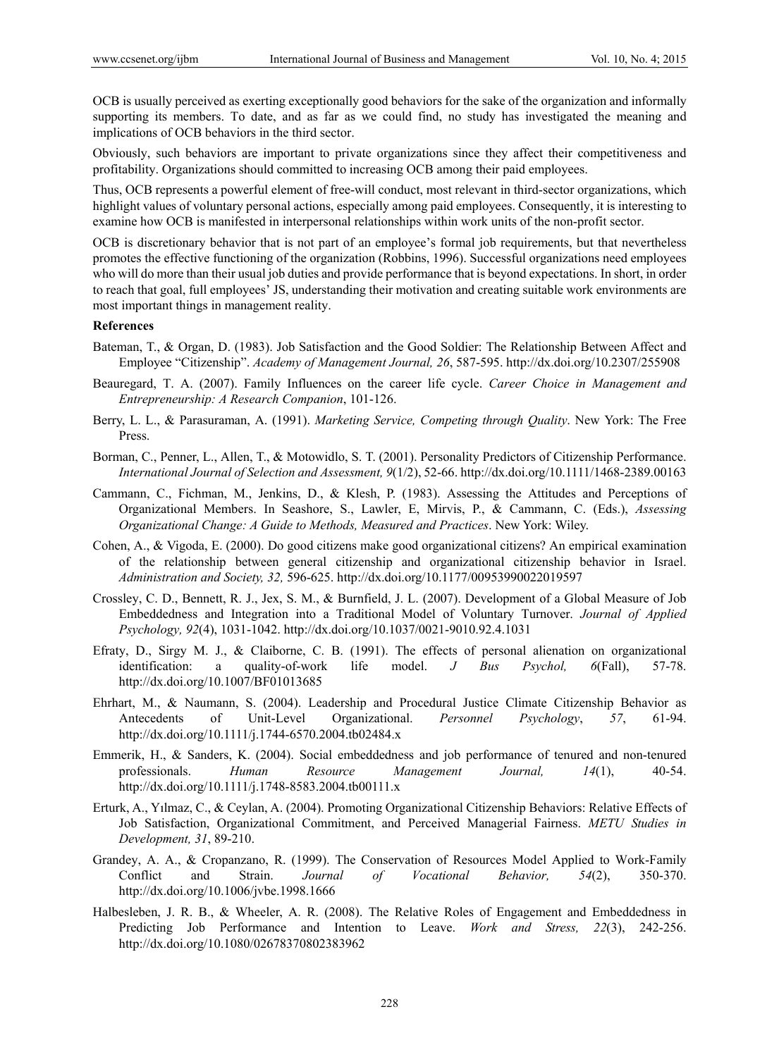OCB is usually perceived as exerting exceptionally good behaviors for the sake of the organization and informally supporting its members. To date, and as far as we could find, no study has investigated the meaning and implications of OCB behaviors in the third sector.

Obviously, such behaviors are important to private organizations since they affect their competitiveness and profitability. Organizations should committed to increasing OCB among their paid employees.

Thus, OCB represents a powerful element of free-will conduct, most relevant in third-sector organizations, which highlight values of voluntary personal actions, especially among paid employees. Consequently, it is interesting to examine how OCB is manifested in interpersonal relationships within work units of the non-profit sector.

OCB is discretionary behavior that is not part of an employee's formal job requirements, but that nevertheless promotes the effective functioning of the organization (Robbins, 1996). Successful organizations need employees who will do more than their usual job duties and provide performance that is beyond expectations. In short, in order to reach that goal, full employees' JS, understanding their motivation and creating suitable work environments are most important things in management reality.

**References**

Bateman, T., & Organ, D. (1983). Job Satisfaction and the Good Soldier: The Relationship Between Affect and Employee "Citizenship". *Academy of Management Journal, 26*, 587-595. http://dx.doi.org/10.2307/255908

Beauregard, T. A. (2007). Family Influences on the career life cycle. *Career Choice in Management and Entrepreneurship: A Research Companion*, 101-126.

Berry, L. L., & Parasuraman, A. (1991). *Marketing Service, Competing through Quality*. New York: The Free Press.

Borman, C., Penner, L., Allen, T., & Motowidlo, S. T. (2001). Personality Predictors of Citizenship Performance. *International Journal of Selection and Assessment, 9*(1/2), 52-66. http://dx.doi.org/10.1111/1468-2389.00163

Cammann, C., Fichman, M., Jenkins, D., & Klesh, P. (1983). Assessing the Attitudes and Perceptions of Organizational Members. In Seashore, S., Lawler, E, Mirvis, P., & Cammann, C. (Eds.), *Assessing Organizational Change: A Guide to Methods, Measured and Practices*. New York: Wiley.

Cohen, A., & Vigoda, E. (2000). Do good citizens make good organizational citizens? An empirical examination of the relationship between general citizenship and organizational citizenship behavior in Israel. *Administration and Society, 32,* 596-625. http://dx.doi.org/10.1177/00953990022019597

Crossley, C. D., Bennett, R. J., Jex, S. M., & Burnfield, J. L. (2007). Development of a Global Measure of Job Embeddedness and Integration into a Traditional Model of Voluntary Turnover. *Journal of Applied Psychology, 92*(4), 1031-1042. http://dx.doi.org/10.1037/0021-9010.92.4.1031

Efraty, D., Sirgy M. J., & Claiborne, C. B. (1991). The effects of personal alienation on organizational identification: a quality-of-work life model. *J Bus Psychol, 6*(Fall), 57-78. http://dx.doi.org/10.1007/BF01013685

Ehrhart, M., & Naumann, S. (2004). Leadership and Procedural Justice Climate Citizenship Behavior as Antecedents of Unit-Level Organizational. *Personnel Psychology*, *57*, 61-94. http://dx.doi.org/10.1111/j.1744-6570.2004.tb02484.x

Emmerik, H., & Sanders, K. (2004). Social embeddedness and job performance of tenured and non-tenured professionals. *Human Resource Management Journal, 14*(1), 40-54. http://dx.doi.org/10.1111/j.1748-8583.2004.tb00111.x

Erturk, A., Yılmaz, C., & Ceylan, A. (2004). Promoting Organizational Citizenship Behaviors: Relative Effects of Job Satisfaction, Organizational Commitment, and Perceived Managerial Fairness. *METU Studies in Development, 31*, 89-210.

Grandey, A. A., & Cropanzano, R. (1999). The Conservation of Resources Model Applied to Work-Family Conflict and Strain. *Journal of Vocational Behavior, 54*(2), 350-370. http://dx.doi.org/10.1006/jvbe.1998.1666

Halbesleben, J. R. B., & Wheeler, A. R. (2008). The Relative Roles of Engagement and Embeddedness in Predicting Job Performance and Intention to Leave. *Work and Stress, 22*(3), 242-256. http://dx.doi.org/10.1080/02678370802383962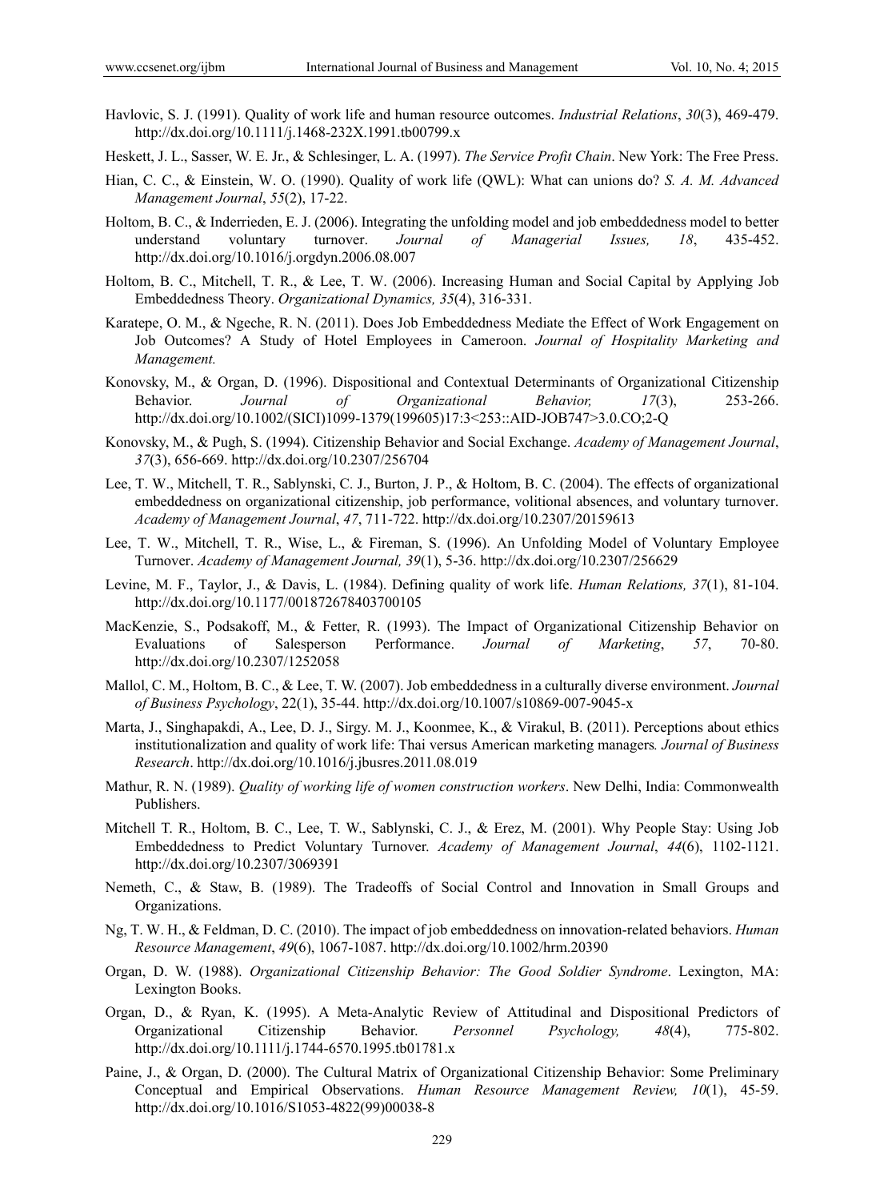Havlovic, S. J. (1991). Quality of work life and human resource outcomes. *Industrial Relations*, *30*(3), 469-479. http://dx.doi.org/10.1111/j.1468-232X.1991.tb00799.x

Heskett, J. L., Sasser, W. E. Jr., & Schlesinger, L. A. (1997). *The Service Profit Chain*. New York: The Free Press.

Hian, C. C., & Einstein, W. O. (1990). Quality of work life (QWL): What can unions do? *S. A. M. Advanced Management Journal*, *55*(2), 17-22.

Holtom, B. C., & Inderrieden, E. J. (2006). Integrating the unfolding model and job embeddedness model to better understand voluntary turnover. *Journal of Managerial Issues, 18*, 435-452. http://dx.doi.org/10.1016/j.orgdyn.2006.08.007

Holtom, B. C., Mitchell, T. R., & Lee, T. W. (2006). Increasing Human and Social Capital by Applying Job Embeddedness Theory. *Organizational Dynamics, 35*(4), 316-331.

Karatepe, O. M., & Ngeche, R. N. (2011). Does Job Embeddedness Mediate the Effect of Work Engagement on Job Outcomes? A Study of Hotel Employees in Cameroon. *Journal of Hospitality Marketing and Management.*

Konovsky, M., & Organ, D. (1996). Dispositional and Contextual Determinants of Organizational Citizenship Behavior. *Journal of Organizational Behavior, 17*(3), 253-266. http://dx.doi.org/10.1002/(SICI)1099-1379(199605)17:3<253::AID-JOB747>3.0.CO;2-Q

Konovsky, M., & Pugh, S. (1994). Citizenship Behavior and Social Exchange. *Academy of Management Journal*, *37*(3), 656-669. http://dx.doi.org/10.2307/256704

Lee, T. W., Mitchell, T. R., Sablynski, C. J., Burton, J. P., & Holtom, B. C. (2004). The effects of organizational embeddedness on organizational citizenship, job performance, volitional absences, and voluntary turnover. *Academy of Management Journal*, *47*, 711-722. http://dx.doi.org/10.2307/20159613

Lee, T. W., Mitchell, T. R., Wise, L., & Fireman, S. (1996). An Unfolding Model of Voluntary Employee Turnover. *Academy of Management Journal, 39*(1), 5-36. http://dx.doi.org/10.2307/256629

Levine, M. F., Taylor, J., & Davis, L. (1984). Defining quality of work life. *Human Relations, 37*(1), 81-104. http://dx.doi.org/10.1177/001872678403700105

MacKenzie, S., Podsakoff, M., & Fetter, R. (1993). The Impact of Organizational Citizenship Behavior on Evaluations of Salesperson Performance. *Journal of Marketing*, *57*, 70-80. http://dx.doi.org/10.2307/1252058

Mallol, C. M., Holtom, B. C., & Lee, T. W. (2007). Job embeddedness in a culturally diverse environment. *Journal of Business Psychology*, 22(1), 35-44. http://dx.doi.org/10.1007/s10869-007-9045-x

Marta, J., Singhapakdi, A., Lee, D. J., Sirgy. M. J., Koonmee, K., & Virakul, B. (2011). Perceptions about ethics institutionalization and quality of work life: Thai versus American marketing managers*. Journal of Business Research*. http://dx.doi.org/10.1016/j.jbusres.2011.08.019

Mathur, R. N. (1989). *Quality of working life of women construction workers*. New Delhi, India: Commonwealth Publishers.

Mitchell T. R., Holtom, B. C., Lee, T. W., Sablynski, C. J., & Erez, M. (2001). Why People Stay: Using Job Embeddedness to Predict Voluntary Turnover. *Academy of Management Journal*, *44*(6), 1102-1121. http://dx.doi.org/10.2307/3069391

Nemeth, C., & Staw, B. (1989). The Tradeoffs of Social Control and Innovation in Small Groups and Organizations.

Ng, T. W. H., & Feldman, D. C. (2010). The impact of job embeddedness on innovation-related behaviors. *Human Resource Management*, *49*(6), 1067-1087. http://dx.doi.org/10.1002/hrm.20390

Organ, D. W. (1988). *Organizational Citizenship Behavior: The Good Soldier Syndrome*. Lexington, MA: Lexington Books.

Organ, D., & Ryan, K. (1995). A Meta-Analytic Review of Attitudinal and Dispositional Predictors of Organizational Citizenship Behavior. *Personnel Psychology, 48*(4), 775-802. http://dx.doi.org/10.1111/j.1744-6570.1995.tb01781.x

Paine, J., & Organ, D. (2000). The Cultural Matrix of Organizational Citizenship Behavior: Some Preliminary Conceptual and Empirical Observations. *Human Resource Management Review, 10*(1), 45-59. http://dx.doi.org/10.1016/S1053-4822(99)00038-8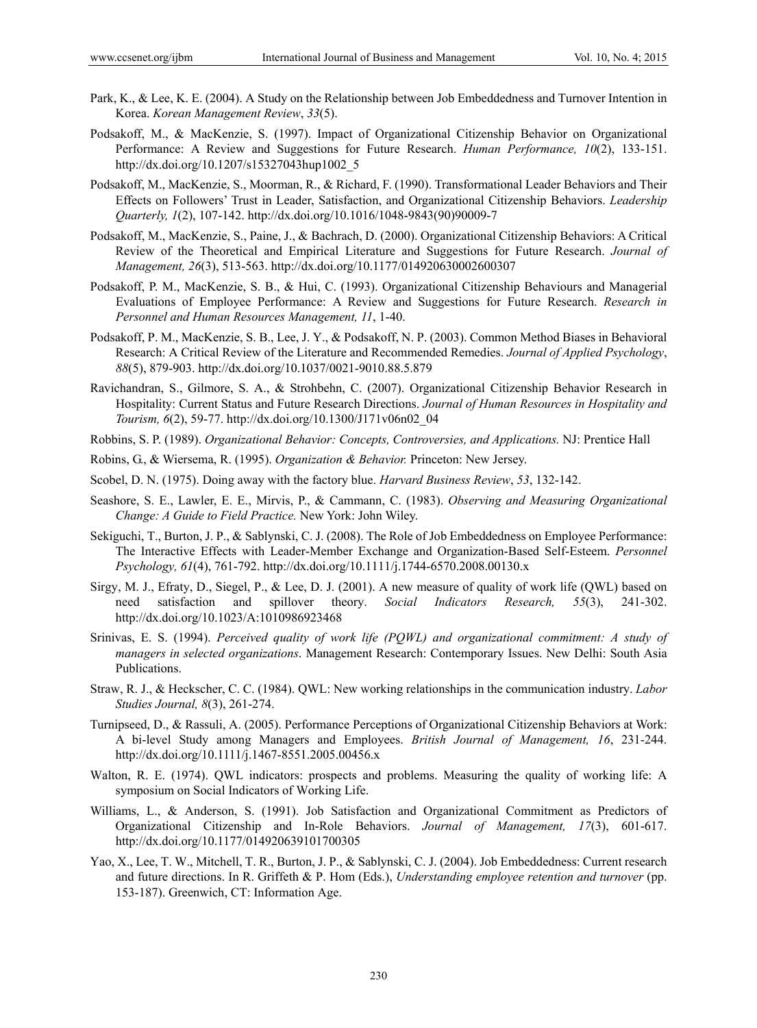Park, K., & Lee, K. E. (2004). A Study on the Relationship between Job Embeddedness and Turnover Intention in Korea. *Korean Management Review*, *33*(5).

Podsakoff, M., & MacKenzie, S. (1997). Impact of Organizational Citizenship Behavior on Organizational Performance: A Review and Suggestions for Future Research. *Human Performance, 10*(2), 133-151. http://dx.doi.org/10.1207/s15327043hup1002_5

Podsakoff, M., MacKenzie, S., Moorman, R., & Richard, F. (1990). Transformational Leader Behaviors and Their Effects on Followers' Trust in Leader, Satisfaction, and Organizational Citizenship Behaviors. *Leadership Quarterly, 1*(2), 107-142. http://dx.doi.org/10.1016/1048-9843(90)90009-7

Podsakoff, M., MacKenzie, S., Paine, J., & Bachrach, D. (2000). Organizational Citizenship Behaviors: A Critical Review of the Theoretical and Empirical Literature and Suggestions for Future Research. *Journal of Management, 26*(3), 513-563. http://dx.doi.org/10.1177/014920630002600307

Podsakoff, P. M., MacKenzie, S. B., & Hui, C. (1993). Organizational Citizenship Behaviours and Managerial Evaluations of Employee Performance: A Review and Suggestions for Future Research. *Research in Personnel and Human Resources Management, 11*, 1-40.

Podsakoff, P. M., MacKenzie, S. B., Lee, J. Y., & Podsakoff, N. P. (2003). Common Method Biases in Behavioral Research: A Critical Review of the Literature and Recommended Remedies. *Journal of Applied Psychology*, *88*(5), 879-903. http://dx.doi.org/10.1037/0021-9010.88.5.879

Ravichandran, S., Gilmore, S. A., & Strohbehn, C. (2007). Organizational Citizenship Behavior Research in Hospitality: Current Status and Future Research Directions. *Journal of Human Resources in Hospitality and Tourism, 6*(2), 59-77. http://dx.doi.org/10.1300/J171v06n02_04

Robbins, S. P. (1989). *Organizational Behavior: Concepts, Controversies, and Applications.* NJ: Prentice Hall

Robins, G., & Wiersema, R. (1995). *Organization & Behavior.* Princeton: New Jersey.

Scobel, D. N. (1975). Doing away with the factory blue. *Harvard Business Review*, *53*, 132-142.

Seashore, S. E., Lawler, E. E., Mirvis, P., & Cammann, C. (1983). *Observing and Measuring Organizational Change: A Guide to Field Practice.* New York: John Wiley.

Sekiguchi, T., Burton, J. P., & Sablynski, C. J. (2008). The Role of Job Embeddedness on Employee Performance: The Interactive Effects with Leader-Member Exchange and Organization-Based Self-Esteem. *Personnel Psychology, 61*(4), 761-792. http://dx.doi.org/10.1111/j.1744-6570.2008.00130.x

Sirgy, M. J., Efraty, D., Siegel, P., & Lee, D. J. (2001). A new measure of quality of work life (QWL) based on need satisfaction and spillover theory. *Social Indicators Research, 55*(3), 241-302. http://dx.doi.org/10.1023/A:1010986923468

Srinivas, E. S. (1994). *Perceived quality of work life (PQWL) and organizational commitment: A study of managers in selected organizations*. Management Research: Contemporary Issues. New Delhi: South Asia Publications.

Straw, R. J., & Heckscher, C. C. (1984). QWL: New working relationships in the communication industry. *Labor Studies Journal, 8*(3), 261-274.

Turnipseed, D., & Rassuli, A. (2005). Performance Perceptions of Organizational Citizenship Behaviors at Work: A bi-level Study among Managers and Employees. *British Journal of Management, 16*, 231-244. http://dx.doi.org/10.1111/j.1467-8551.2005.00456.x

Walton, R. E. (1974). QWL indicators: prospects and problems. Measuring the quality of working life: A symposium on Social Indicators of Working Life.

Williams, L., & Anderson, S. (1991). Job Satisfaction and Organizational Commitment as Predictors of Organizational Citizenship and In-Role Behaviors. *Journal of Management, 17*(3), 601-617. http://dx.doi.org/10.1177/014920639101700305

Yao, X., Lee, T. W., Mitchell, T. R., Burton, J. P., & Sablynski, C. J. (2004). Job Embeddedness: Current research and future directions. In R. Griffeth & P. Hom (Eds.), *Understanding employee retention and turnover* (pp. 153-187). Greenwich, CT: Information Age.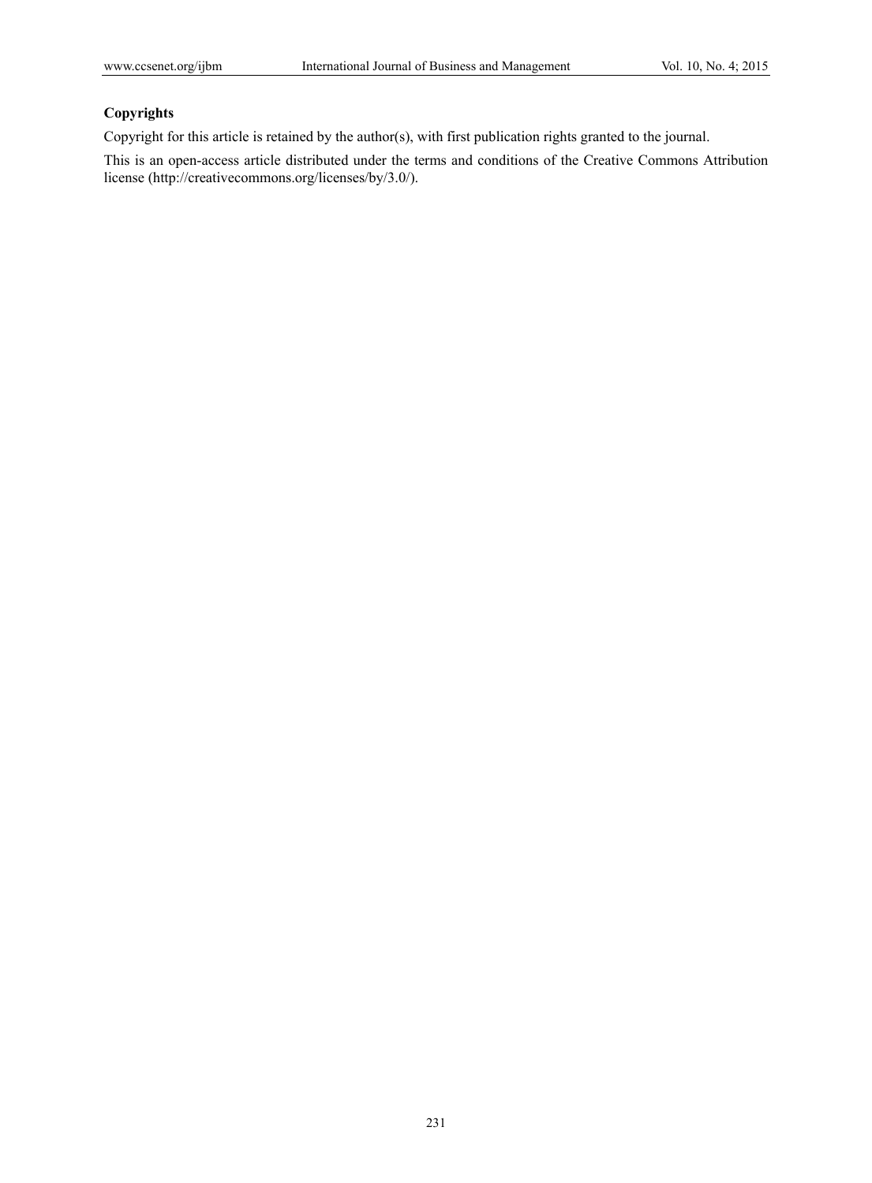**Copyrights**

Copyright for this article is retained by the author(s), with first publication rights granted to the journal.

This is an open-access article distributed under the terms and conditions of the Creative Commons Attribution license (http://creativecommons.org/licenses/by/3.0/).